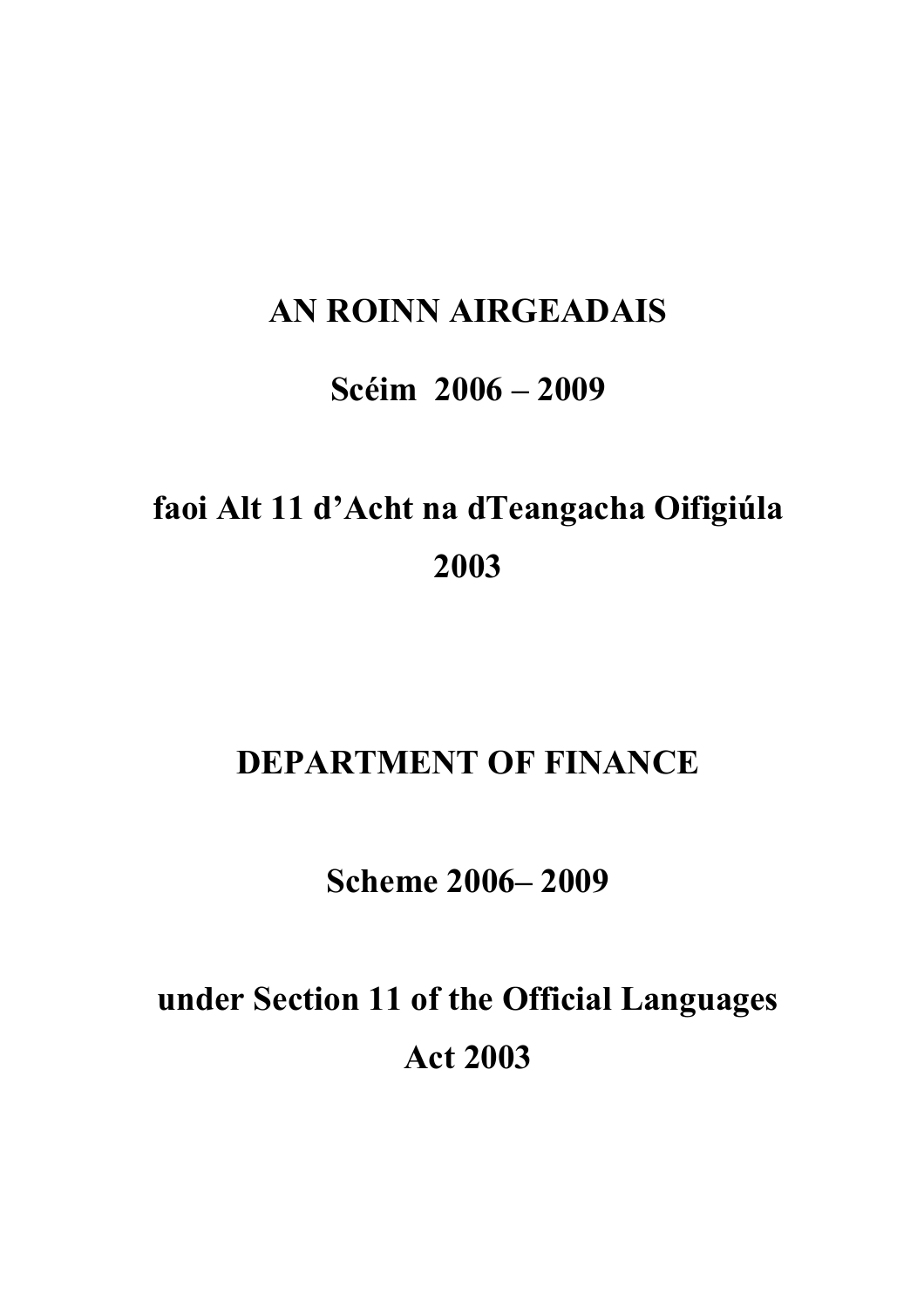# AN ROINN AIRGEADAIS

## Scéim 2006 – 2009

## faoi Alt 11 d'Acht na dTeangacha Oifigiúla 2003

# DEPARTMENT OF FINANCE

## Scheme 2006– 2009

## under Section 11 of the Official Languages Act 2003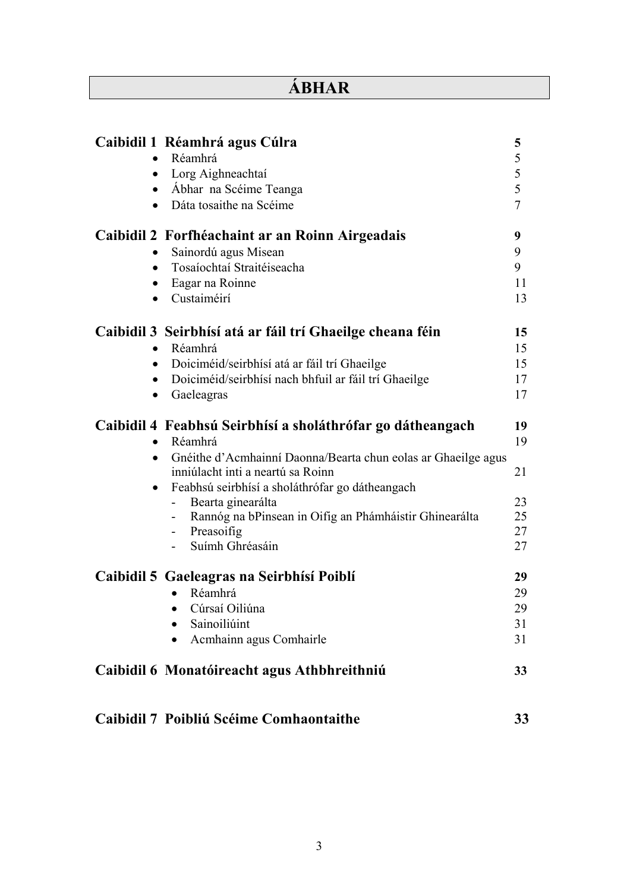# ÁBHAR

| | | |
|---|---|---|
| **Caibidil 1** | **Réamhrá agus Cúlra** | **5** |
| | • Réamhrá | 5 |
| | • Lorg Aighneachtaí | 5 |
| | • Ábhar na Scéime Teanga | 5 |
| | • Dáta tosaithe na Scéime | 7 |
| **Caibidil 2** | **Forfhéachaint ar an Roinn Airgeadais** | **9** |
| | • Sainordú agus Misean | 9 |
| | • Tosaíochtaí Straitéiseacha | 9 |
| | • Eagar na Roinne | 11 |
| | • Custaiméirí | 13 |
| **Caibidil 3** | **Seirbhísí atá ar fáil trí Ghaeilge cheana féin** | **15** |
| | • Réamhrá | 15 |
| | • Doiciméid/seirbhísí atá ar fáil trí Ghaeilge | 15 |
| | • Doiciméid/seirbhísí nach bhfuil ar fáil trí Ghaeilge | 17 |
| | • Gaeleagras | 17 |
| **Caibidil 4** | **Feabhsú Seirbhísí a sholáthrófar go dátheangach** | **19** |
| | • Réamhrá | 19 |
| | • Gnéithe d'Acmhainní Daonna/Bearta chun eolas ar Ghaeilge agus inniúlacht inti a neartú sa Roinn | 21 |
| | • Feabhsú seirbhísí a sholáthrófar go dátheangach | |
| | - Bearta ginearálta | 23 |
| | - Rannóg na bPinsean in Oifig an Phámháistir Ghinearálta | 25 |
| | - Preasoifig | 27 |
| | - Suímh Ghréasáin | 27 |
| **Caibidil 5** | **Gaeleagras na Seirbhísí Poiblí** | **29** |
| | • Réamhrá | 29 |
| | • Cúrsaí Oiliúna | 29 |
| | • Sainoiliúint | 31 |
| | • Acmhainn agus Comhairle | 31 |
| **Caibidil 6** | **Monatóireacht agus Athbhreithniú** | **33** |
| **Caibidil 7** | **Poibliú Scéime Comhaontaithe** | **33** |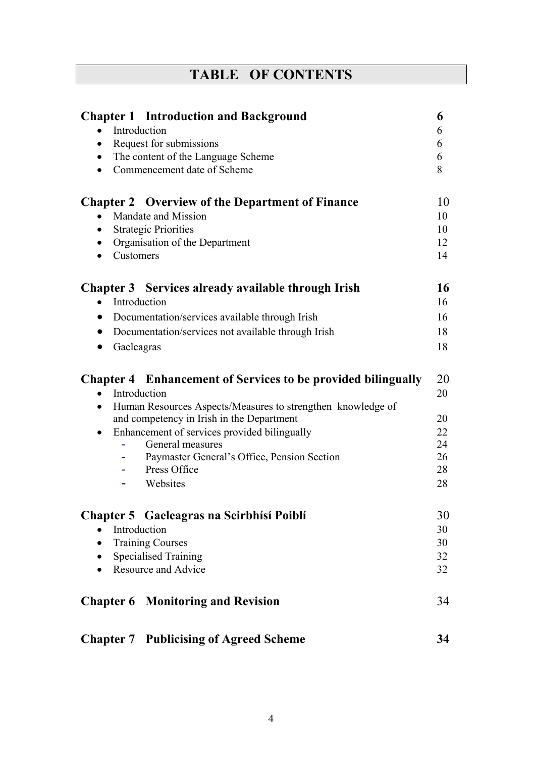# TABLE OF CONTENTS

| | |
|---|---|
| **Chapter 1 Introduction and Background** | **6** |
| • Introduction | 6 |
| • Request for submissions | 6 |
| • The content of the Language Scheme | 6 |
| • Commencement date of Scheme | 8 |
| **Chapter 2 Overview of the Department of Finance** | 10 |
| • Mandate and Mission | 10 |
| • Strategic Priorities | 10 |
| • Organisation of the Department | 12 |
| • Customers | 14 |
| **Chapter 3 Services already available through Irish** | **16** |
| • Introduction | 16 |
| • Documentation/services available through Irish | 16 |
| • Documentation/services not available through Irish | 18 |
| • Gaeleagras | 18 |
| **Chapter 4 Enhancement of Services to be provided bilingually** | 20 |
| • Introduction | 20 |
| • Human Resources Aspects/Measures to strengthen knowledge of and competency in Irish in the Department | 20 |
| • Enhancement of services provided bilingually | 22 |
| - General measures | 24 |
| - Paymaster General's Office, Pension Section | 26 |
| - Press Office | 28 |
| - Websites | 28 |
| **Chapter 5 Gaeleagras na Seirbhísí Poiblí** | 30 |
| • Introduction | 30 |
| • Training Courses | 30 |
| • Specialised Training | 32 |
| • Resource and Advice | 32 |
| **Chapter 6 Monitoring and Revision** | 34 |
| **Chapter 7 Publicising of Agreed Scheme** | **34** |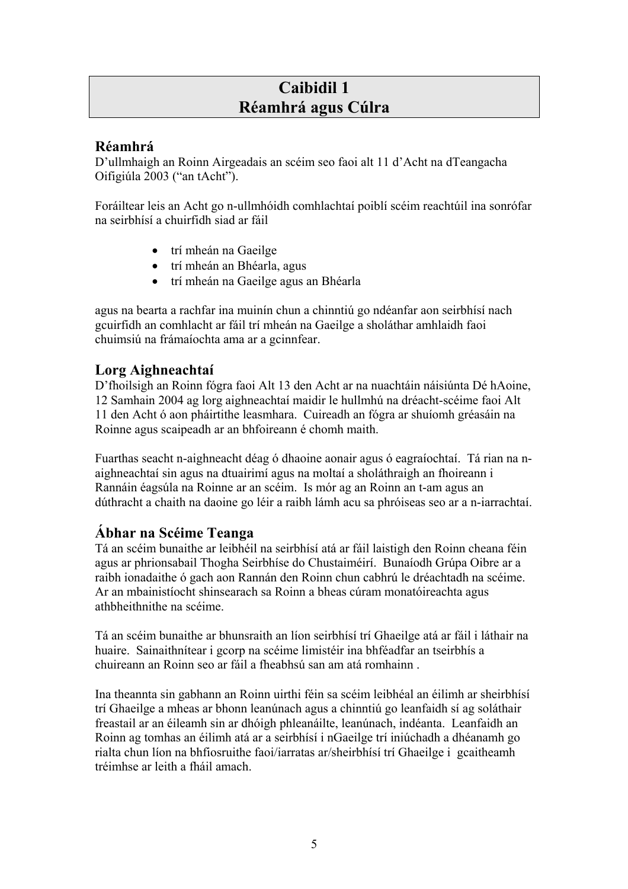# Caibidil 1
# Réamhrá agus Cúlra

## Réamhrá

D'ullmhaigh an Roinn Airgeadais an scéim seo faoi alt 11 d'Acht na dTeangacha Oifigiúla 2003 ("an tAcht").

Foráiltear leis an Acht go n-ullmhóidh comhlachtaí poiblí scéim reachtúil ina sonrófar na seirbhísí a chuirfidh siad ar fáil

- trí mheán na Gaeilge
- trí mheán an Bhéarla, agus
- trí mheán na Gaeilge agus an Bhéarla

agus na bearta a rachfar ina muinín chun a chinntiú go ndéanfar aon seirbhísí nach gcuirfidh an comhlacht ar fáil trí mheán na Gaeilge a sholáthar amhlaidh faoi chuimsiú na frámaíochta ama ar a gcinnfear.

## Lorg Aighneachtaí

D'fhoilsigh an Roinn fógra faoi Alt 13 den Acht ar na nuachtáin náisiúnta Dé hAoine, 12 Samhain 2004 ag lorg aighneachtaí maidir le hullmhú na dréacht-scéime faoi Alt 11 den Acht ó aon pháirtithe leasmhara. Cuireadh an fógra ar shuíomh gréasáin na Roinne agus scaipeadh ar an bhfoireann é chomh maith.

Fuarthas seacht n-aighneacht déag ó dhaoine aonair agus ó eagraíochtaí. Tá rian na n-aighneachtaí sin agus na dtuairimí agus na moltaí a sholáthraigh an fhoireann i Rannáin éagsúla na Roinne ar an scéim. Is mór ag an Roinn an t-am agus an dúthracht a chaith na daoine go léir a raibh lámh acu sa phróiseas seo ar a n-iarrachtaí.

## Ábhar na Scéime Teanga

Tá an scéim bunaithe ar leibhéil na seirbhísí atá ar fáil laistigh den Roinn cheana féin agus ar phrionsabail Thogha Seirbhíse do Chustaiméirí. Bunaíodh Grúpa Oibre ar a raibh ionadaithe ó gach aon Rannán den Roinn chun cabhrú le dréachtadh na scéime. Ar an mbainistíocht shinsearach sa Roinn a bheas cúram monatóireachta agus athbheithnithe na scéime.

Tá an scéim bunaithe ar bhunsraith an líon seirbhísí trí Ghaeilge atá ar fáil i láthair na huaire. Sainaithnítear i gcorp na scéime limistéir ina bhféadfar an tseirbhís a chuireann an Roinn seo ar fáil a fheabhsú san am atá romhainn .

Ina theannta sin gabhann an Roinn uirthi féin sa scéim leibhéal an éilimh ar sheirbhísí trí Ghaeilge a mheas ar bhonn leanúnach agus a chinntiú go leanfaidh sí ag soláthair freastail ar an éileamh sin ar dhóigh phleanáilte, leanúnach, indéanta. Leanfaidh an Roinn ag tomhas an éilimh atá ar a seirbhísí i nGaeilge trí iniúchadh a dhéanamh go rialta chun líon na bhfiosruithe faoi/iarratas ar/sheirbhísí trí Ghaeilge i gcaitheamh tréimhse ar leith a fháil amach.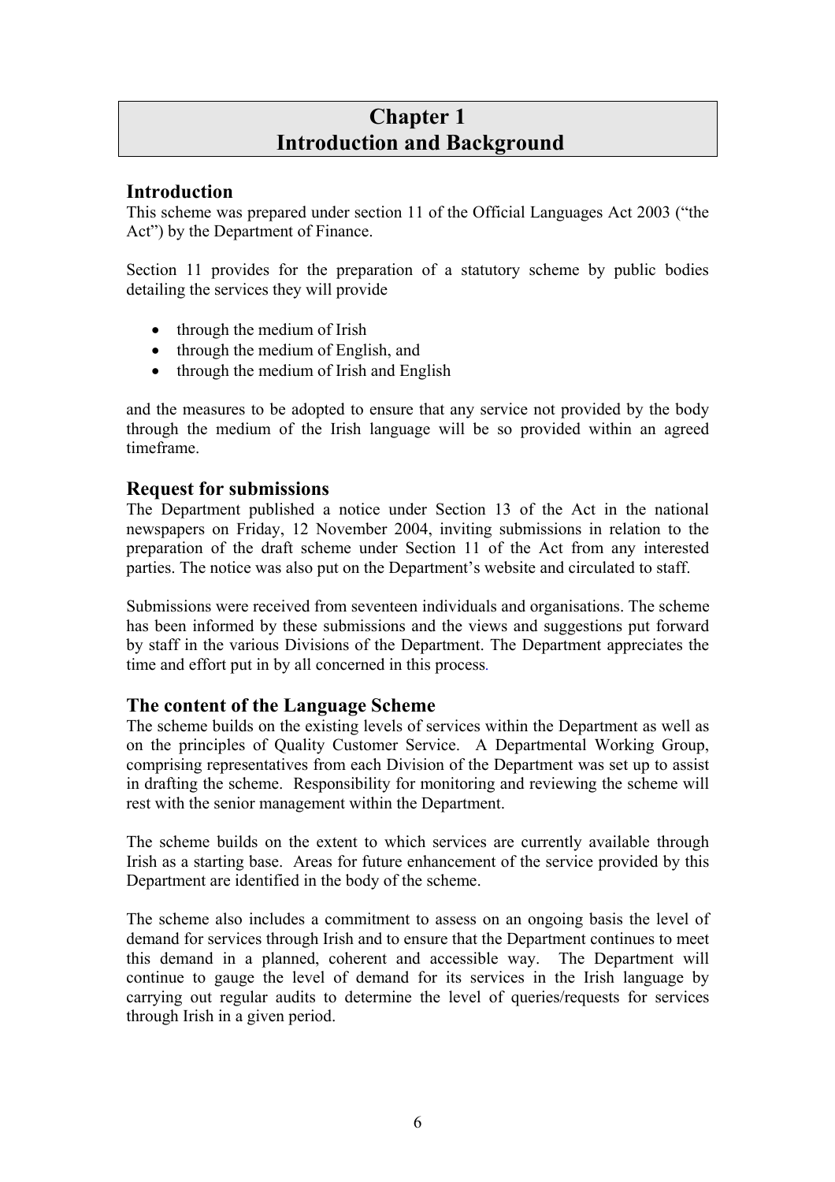# Chapter 1
# Introduction and Background

## Introduction

This scheme was prepared under section 11 of the Official Languages Act 2003 ("the Act") by the Department of Finance.

Section 11 provides for the preparation of a statutory scheme by public bodies detailing the services they will provide

- through the medium of Irish
- through the medium of English, and
- through the medium of Irish and English

and the measures to be adopted to ensure that any service not provided by the body through the medium of the Irish language will be so provided within an agreed timeframe.

## Request for submissions

The Department published a notice under Section 13 of the Act in the national newspapers on Friday, 12 November 2004, inviting submissions in relation to the preparation of the draft scheme under Section 11 of the Act from any interested parties. The notice was also put on the Department's website and circulated to staff.

Submissions were received from seventeen individuals and organisations. The scheme has been informed by these submissions and the views and suggestions put forward by staff in the various Divisions of the Department. The Department appreciates the time and effort put in by all concerned in this process.

## The content of the Language Scheme

The scheme builds on the existing levels of services within the Department as well as on the principles of Quality Customer Service. A Departmental Working Group, comprising representatives from each Division of the Department was set up to assist in drafting the scheme. Responsibility for monitoring and reviewing the scheme will rest with the senior management within the Department.

The scheme builds on the extent to which services are currently available through Irish as a starting base. Areas for future enhancement of the service provided by this Department are identified in the body of the scheme.

The scheme also includes a commitment to assess on an ongoing basis the level of demand for services through Irish and to ensure that the Department continues to meet this demand in a planned, coherent and accessible way. The Department will continue to gauge the level of demand for its services in the Irish language by carrying out regular audits to determine the level of queries/requests for services through Irish in a given period.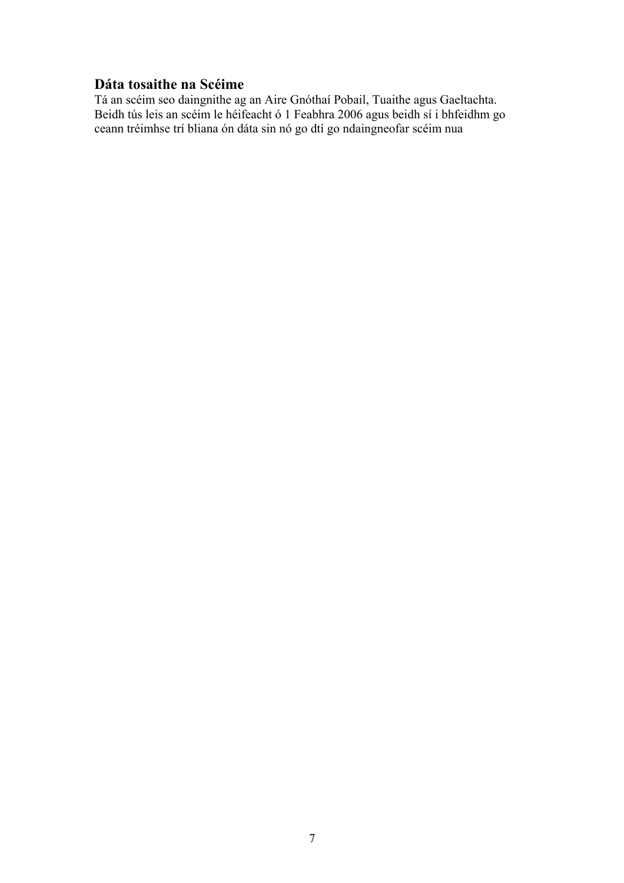## Dáta tosaithe na Scéime

Tá an scéim seo daingnithe ag an Aire Gnóthaí Pobail, Tuaithe agus Gaeltachta. Beidh tús leis an scéim le héifeacht ó 1 Feabhra 2006 agus beidh sí i bhfeidhm go ceann tréimhse trí bliana ón dáta sin nó go dtí go ndaingneofar scéim nua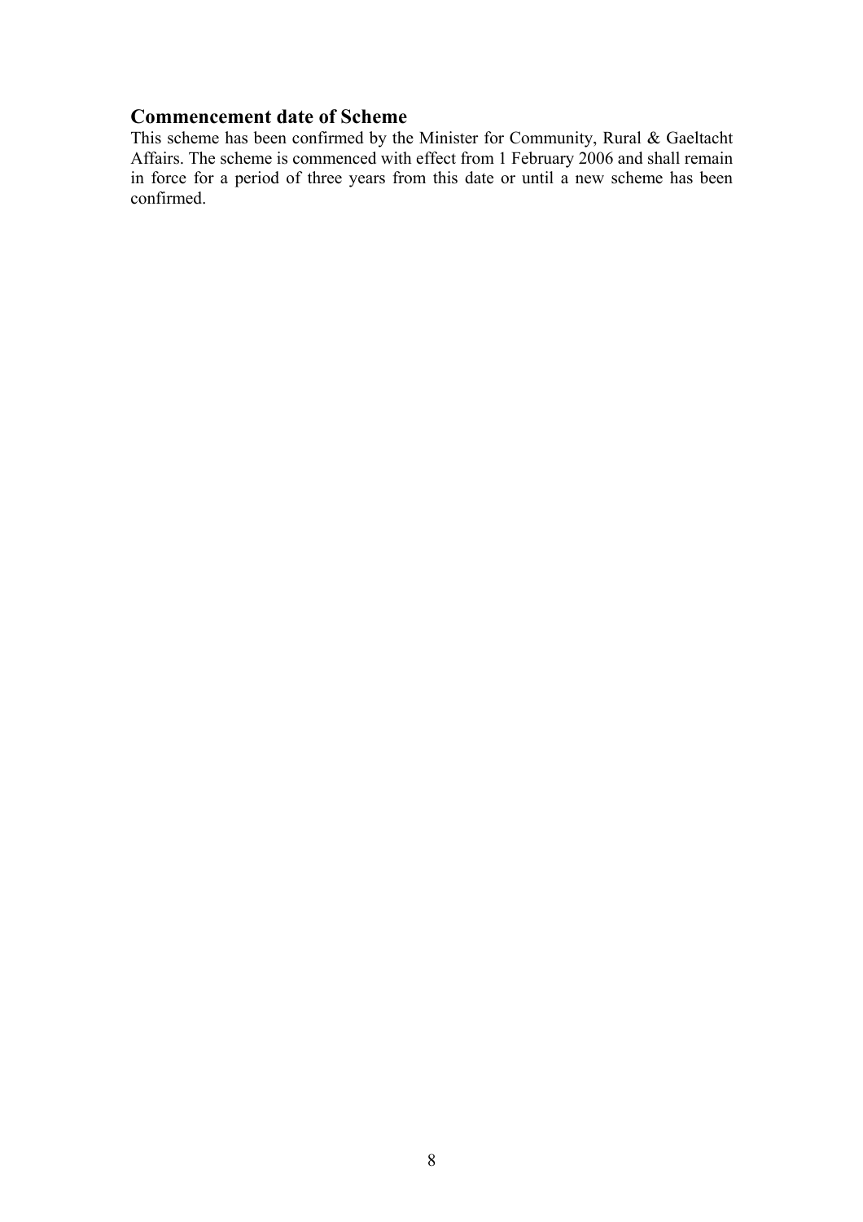## Commencement date of Scheme

This scheme has been confirmed by the Minister for Community, Rural & Gaeltacht Affairs. The scheme is commenced with effect from 1 February 2006 and shall remain in force for a period of three years from this date or until a new scheme has been confirmed.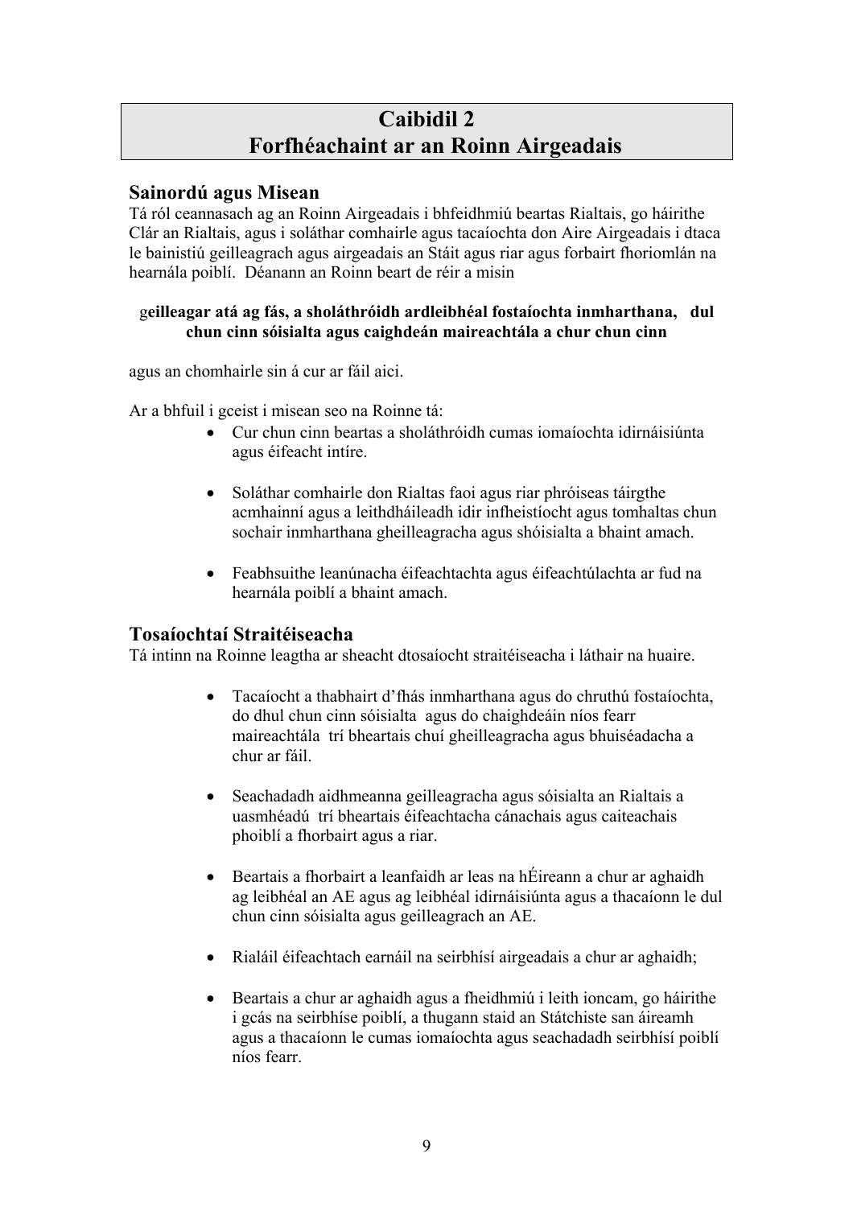# Caibidil 2
# Forfhéachaint ar an Roinn Airgeadais

## Sainordú agus Misean

Tá ról ceannasach ag an Roinn Airgeadais i bhfeidhmiú beartas Rialtais, go háirithe Clár an Rialtais, agus i soláthar comhairle agus tacaíochta don Aire Airgeadais i dtaca le bainistiú geilleagrach agus airgeadais an Stáit agus riar agus forbairt fhoriomlán na hearnála poiblí. Déanann an Roinn beart de réir a misin

**geilleagar atá ag fás, a sholáthróidh ardleibhéal fostaíochta inmharthana, dul chun cinn sóisialta agus caighdeán maireachtála a chur chun cinn**

agus an chomhairle sin á cur ar fáil aici.

Ar a bhfuil i gceist i misean seo na Roinne tá:

- Cur chun cinn beartas a sholáthróidh cumas iomaíochta idirnáisiúnta agus éifeacht intíre.
- Soláthar comhairle don Rialtas faoi agus riar phróiseas táirgthe acmhainní agus a leithdháileadh idir infheistíocht agus tomhaltas chun sochair inmharthana gheilleagracha agus shóisialta a bhaint amach.
- Feabhsuithe leanúnacha éifeachtachta agus éifeachtúlachta ar fud na hearnála poiblí a bhaint amach.

## Tosaíochtaí Straitéiseacha

Tá intinn na Roinne leagtha ar sheacht dtosaíocht straitéiseacha i láthair na huaire.

- Tacaíocht a thabhairt d'fhás inmharthana agus do chruthú fostaíochta, do dhul chun cinn sóisialta agus do chaighdeáin níos fearr maireachtála trí bheartais chuí gheilleagracha agus bhuiséadacha a chur ar fáil.
- Seachadadh aidhmeanna geilleagracha agus sóisialta an Rialtais a uasmhéadú trí bheartais éifeachtacha cánachais agus caiteachais phoiblí a fhorbairt agus a riar.
- Beartais a fhorbairt a leanfaidh ar leas na hÉireann a chur ar aghaidh ag leibhéal an AE agus ag leibhéal idirnáisiúnta agus a thacaíonn le dul chun cinn sóisialta agus geilleagrach an AE.
- Rialáil éifeachtach earnáil na seirbhísí airgeadais a chur ar aghaidh;
- Beartais a chur ar aghaidh agus a fheidhmiú i leith ioncam, go háirithe i gcás na seirbhíse poiblí, a thugann staid an Státchiste san áireamh agus a thacaíonn le cumas iomaíochta agus seachadadh seirbhísí poiblí níos fearr.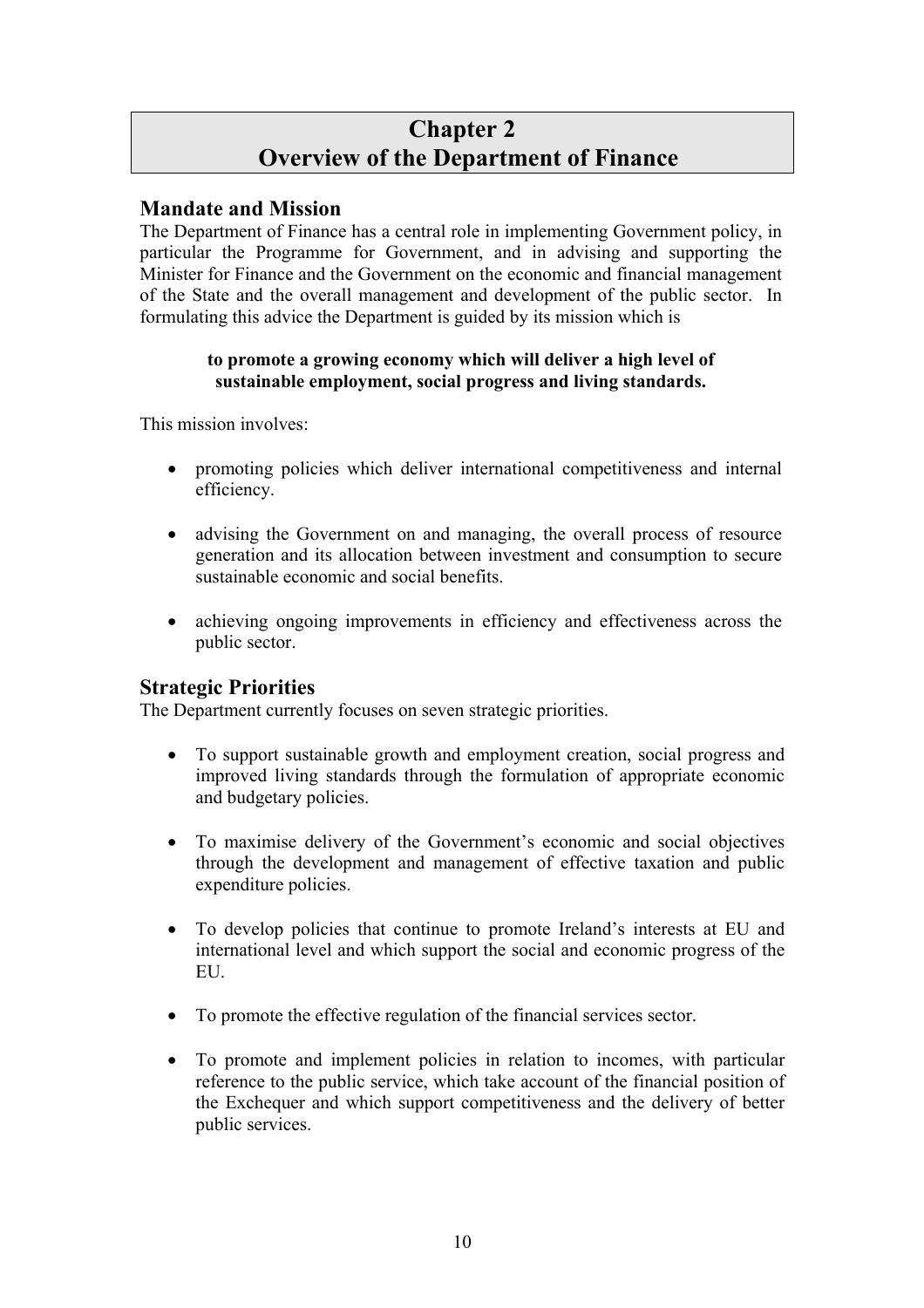# Chapter 2
# Overview of the Department of Finance

## Mandate and Mission

The Department of Finance has a central role in implementing Government policy, in particular the Programme for Government, and in advising and supporting the Minister for Finance and the Government on the economic and financial management of the State and the overall management and development of the public sector. In formulating this advice the Department is guided by its mission which is

**to promote a growing economy which will deliver a high level of sustainable employment, social progress and living standards.**

This mission involves:

- promoting policies which deliver international competitiveness and internal efficiency.

- advising the Government on and managing, the overall process of resource generation and its allocation between investment and consumption to secure sustainable economic and social benefits.

- achieving ongoing improvements in efficiency and effectiveness across the public sector.

## Strategic Priorities

The Department currently focuses on seven strategic priorities.

- To support sustainable growth and employment creation, social progress and improved living standards through the formulation of appropriate economic and budgetary policies.

- To maximise delivery of the Government's economic and social objectives through the development and management of effective taxation and public expenditure policies.

- To develop policies that continue to promote Ireland's interests at EU and international level and which support the social and economic progress of the EU.

- To promote the effective regulation of the financial services sector.

- To promote and implement policies in relation to incomes, with particular reference to the public service, which take account of the financial position of the Exchequer and which support competitiveness and the delivery of better public services.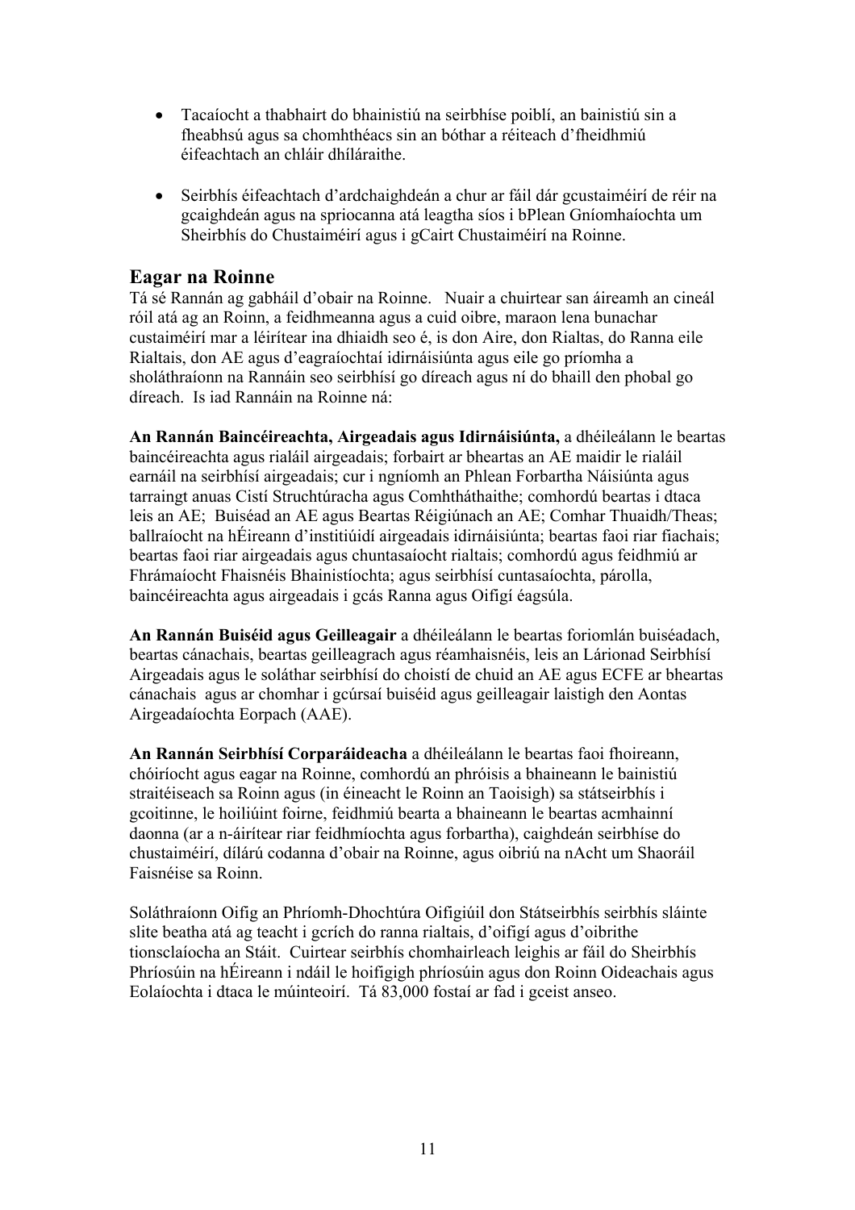- Tacaíocht a thabhairt do bhainistiú na seirbhíse poiblí, an bainistiú sin a fheabhsú agus sa chomhthéacs sin an bóthar a réiteach d'fheidhmiú éifeachtach an chláir dhíláraithe.

- Seirbhís éifeachtach d'ardchaighdeán a chur ar fáil dár gcustaiméirí de réir na gcaighdeán agus na spriocanna atá leagtha síos i bPlean Gníomhaíochta um Sheirbhís do Chustaiméirí agus i gCairt Chustaiméirí na Roinne.

## Eagar na Roinne

Tá sé Rannán ag gabháil d'obair na Roinne. Nuair a chuirtear san áireamh an cineál róil atá ag an Roinn, a feidhmeanna agus a cuid oibre, maraon lena bunachar custaiméirí mar a léirítear ina dhiaidh seo é, is don Aire, don Rialtas, do Ranna eile Rialtais, don AE agus d'eagraíochtaí idirnáisiúnta agus eile go príomha a sholáthraíonn na Rannáin seo seirbhísí go díreach agus ní do bhaill den phobal go díreach. Is iad Rannáin na Roinne ná:

**An Rannán Baincéireachta, Airgeadais agus Idirnáisiúnta,** a dhéileálann le beartas baincéireachta agus rialáil airgeadais; forbairt ar bheartas an AE maidir le rialáil earnáil na seirbhísí airgeadais; cur i ngníomh an Phlean Forbartha Náisiúnta agus tarraingt anuas Cistí Struchtúracha agus Comhtháthaithe; comhordú beartas i dtaca leis an AE; Buiséad an AE agus Beartas Réigiúnach an AE; Comhar Thuaidh/Theas; ballraíocht na hÉireann d'institiúidí airgeadais idirnáisiúnta; beartas faoi riar fiachais; beartas faoi riar airgeadais agus chuntasaíocht rialtais; comhordú agus feidhmiú ar Fhrámaíocht Fhaisnéis Bhainistíochta; agus seirbhísí cuntasaíochta, párolla, baincéireachta agus airgeadais i gcás Ranna agus Oifigí éagsúla.

**An Rannán Buiséid agus Geilleagair** a dhéileálann le beartas foriomlán buiséadach, beartas cánachais, beartas geilleagrach agus réamhaisnéis, leis an Lárionad Seirbhísí Airgeadais agus le soláthar seirbhísí do choistí de chuid an AE agus ECFE ar bheartas cánachais agus ar chomhar i gcúrsaí buiséid agus geilleagair laistigh den Aontas Airgeadaíochta Eorpach (AAE).

**An Rannán Seirbhísí Corparáideacha** a dhéileálann le beartas faoi fhoireann, chóiríocht agus eagar na Roinne, comhordú an phróisis a bhaineann le bainistiú straitéiseach sa Roinn agus (in éineacht le Roinn an Taoisigh) sa státseirbhís i gcoitinne, le hoiliúint foirne, feidhmiú bearta a bhaineann le beartas acmhainní daonna (ar a n-áirítear riar feidhmíochta agus forbartha), caighdeán seirbhíse do chustaiméirí, dílárú codanna d'obair na Roinne, agus oibriú na nAcht um Shaoráil Faisnéise sa Roinn.

Soláthraíonn Oifig an Phríomh-Dhochtúra Oifigiúil don Státseirbhís seirbhís sláinte slite beatha atá ag teacht i gcrích do ranna rialtais, d'oifigí agus d'oibrithe tionsclaíocha an Stáit. Cuirtear seirbhís chomhairleach leighis ar fáil do Sheirbhís Phríosúin na hÉireann i ndáil le hoifigigh phríosúin agus don Roinn Oideachais agus Eolaíochta i dtaca le múinteoirí. Tá 83,000 fostaí ar fad i gceist anseo.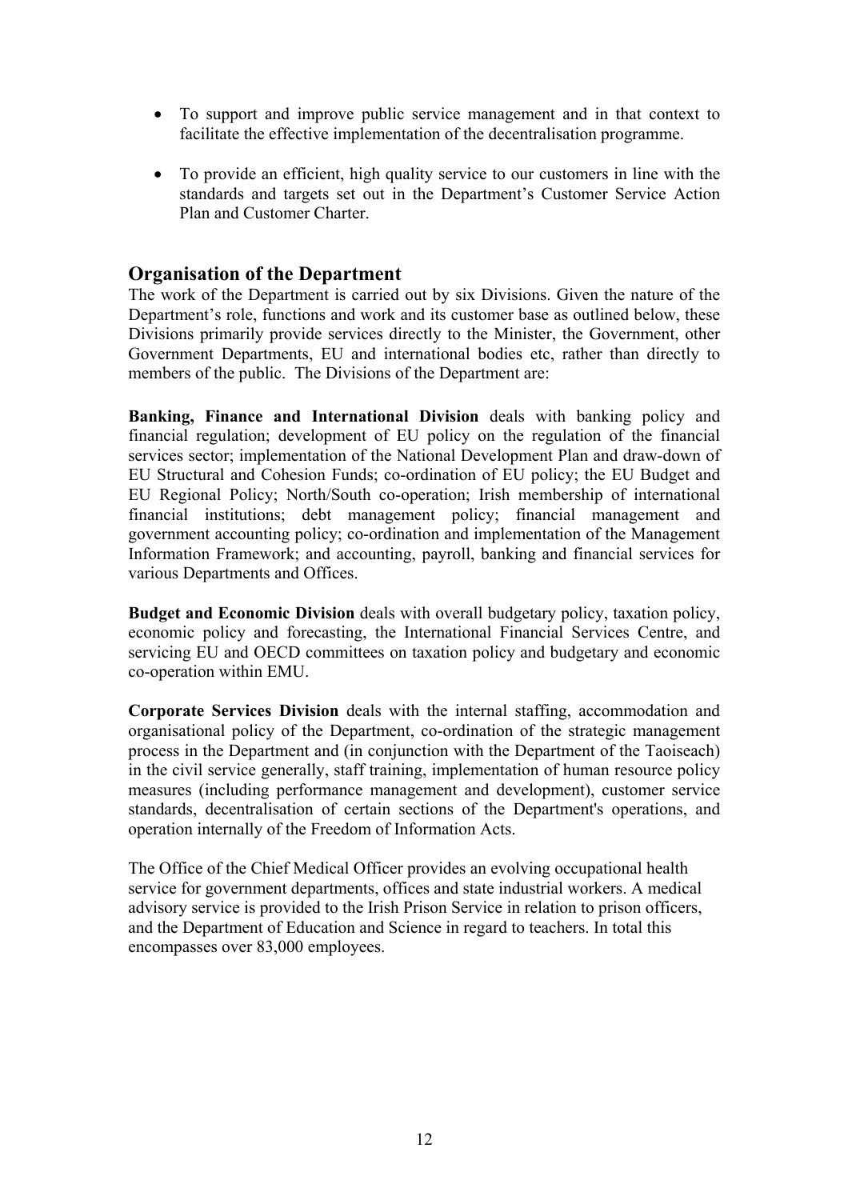- To support and improve public service management and in that context to facilitate the effective implementation of the decentralisation programme.

- To provide an efficient, high quality service to our customers in line with the standards and targets set out in the Department's Customer Service Action Plan and Customer Charter.

## Organisation of the Department

The work of the Department is carried out by six Divisions. Given the nature of the Department's role, functions and work and its customer base as outlined below, these Divisions primarily provide services directly to the Minister, the Government, other Government Departments, EU and international bodies etc, rather than directly to members of the public. The Divisions of the Department are:

**Banking, Finance and International Division** deals with banking policy and financial regulation; development of EU policy on the regulation of the financial services sector; implementation of the National Development Plan and draw-down of EU Structural and Cohesion Funds; co-ordination of EU policy; the EU Budget and EU Regional Policy; North/South co-operation; Irish membership of international financial institutions; debt management policy; financial management and government accounting policy; co-ordination and implementation of the Management Information Framework; and accounting, payroll, banking and financial services for various Departments and Offices.

**Budget and Economic Division** deals with overall budgetary policy, taxation policy, economic policy and forecasting, the International Financial Services Centre, and servicing EU and OECD committees on taxation policy and budgetary and economic co-operation within EMU.

**Corporate Services Division** deals with the internal staffing, accommodation and organisational policy of the Department, co-ordination of the strategic management process in the Department and (in conjunction with the Department of the Taoiseach) in the civil service generally, staff training, implementation of human resource policy measures (including performance management and development), customer service standards, decentralisation of certain sections of the Department's operations, and operation internally of the Freedom of Information Acts.

The Office of the Chief Medical Officer provides an evolving occupational health service for government departments, offices and state industrial workers. A medical advisory service is provided to the Irish Prison Service in relation to prison officers, and the Department of Education and Science in regard to teachers. In total this encompasses over 83,000 employees.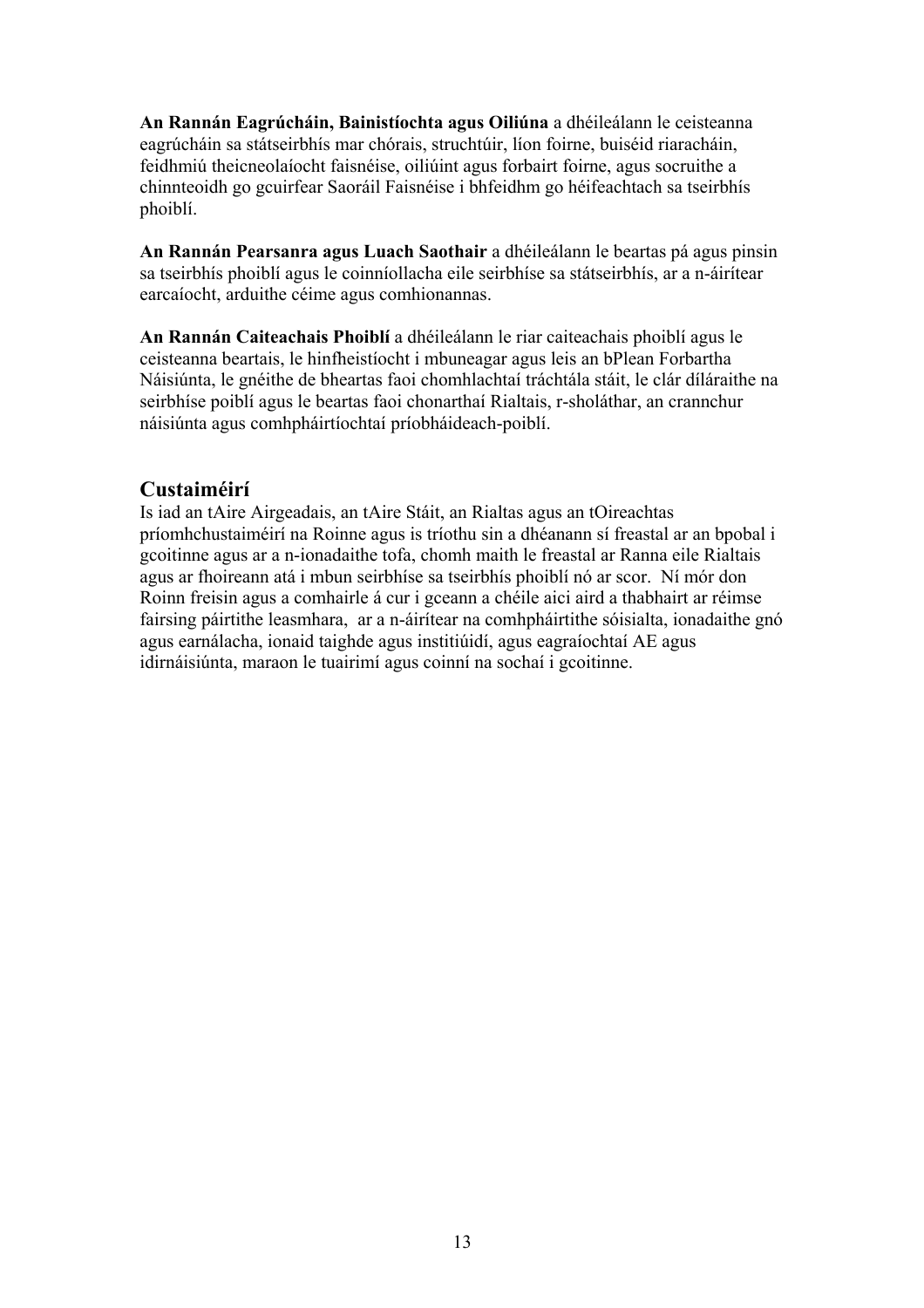**An Rannán Eagrúcháin, Bainistíochta agus Oiliúna** a dhéileálann le ceisteanna eagrúcháin sa státseirbhís mar chórais, struchtúir, líon foirne, buiséid riaracháin, feidhmiú theicneolaíocht faisnéise, oiliúint agus forbairt foirne, agus socruithe a chinnteoidh go gcuirfear Saoráil Faisnéise i bhfeidhm go héifeachtach sa tseirbhís phoiblí.

**An Rannán Pearsanra agus Luach Saothair** a dhéileálann le beartas pá agus pinsin sa tseirbhís phoiblí agus le coinníollacha eile seirbhíse sa státseirbhís, ar a n-áirítear earcaíocht, arduithe céime agus comhionannas.

**An Rannán Caiteachais Phoiblí** a dhéileálann le riar caiteachais phoiblí agus le ceisteanna beartais, le hinfheistíocht i mbuneagar agus leis an bPlean Forbartha Náisiúnta, le gnéithe de bheartas faoi chomhlachtaí tráchtála stáit, le clár díláraithe na seirbhíse poiblí agus le beartas faoi chonarthaí Rialtais, r-sholáthar, an crannchur náisiúnta agus comhpháirtíochtaí príobháideach-poiblí.

## Custaiméirí

Is iad an tAire Airgeadais, an tAire Stáit, an Rialtas agus an tOireachtas príomhchustaiméirí na Roinne agus is tríothu sin a dhéanann sí freastal ar an bpobal i gcoitinne agus ar a n-ionadaithe tofa, chomh maith le freastal ar Ranna eile Rialtais agus ar fhoireann atá i mbun seirbhíse sa tseirbhís phoiblí nó ar scor. Ní mór don Roinn freisin agus a comhairle á cur i gceann a chéile aici aird a thabhairt ar réimse fairsing páirtithe leasmhara, ar a n-áirítear na comhpháirtithe sóisialta, ionadaithe gnó agus earnálacha, ionaid taighde agus institiúidí, agus eagraíochtaí AE agus idirnáisiúnta, maraon le tuairimí agus coinní na sochaí i gcoitinne.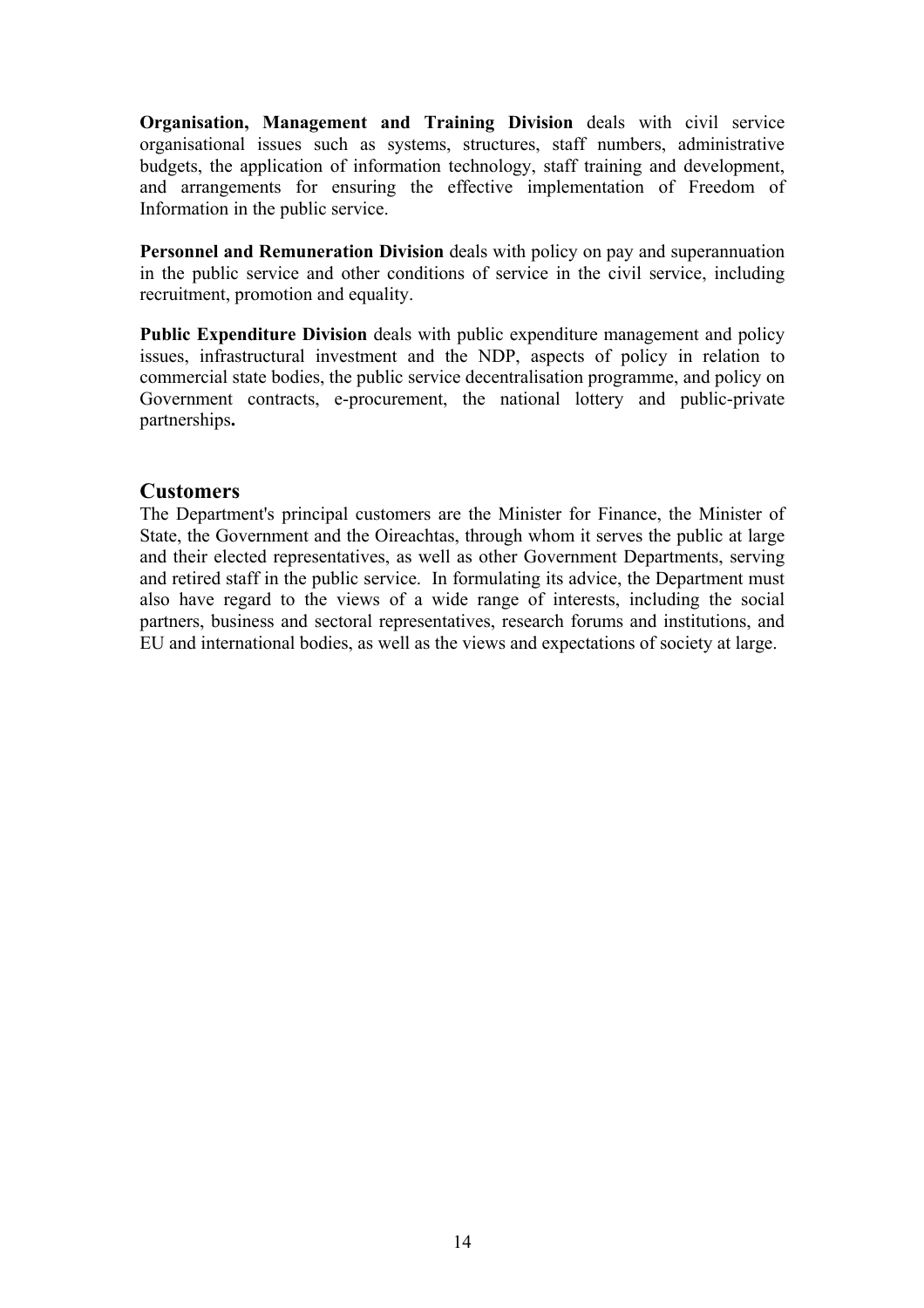**Organisation, Management and Training Division** deals with civil service organisational issues such as systems, structures, staff numbers, administrative budgets, the application of information technology, staff training and development, and arrangements for ensuring the effective implementation of Freedom of Information in the public service.

**Personnel and Remuneration Division** deals with policy on pay and superannuation in the public service and other conditions of service in the civil service, including recruitment, promotion and equality.

**Public Expenditure Division** deals with public expenditure management and policy issues, infrastructural investment and the NDP, aspects of policy in relation to commercial state bodies, the public service decentralisation programme, and policy on Government contracts, e-procurement, the national lottery and public-private partnerships**.**

## Customers

The Department's principal customers are the Minister for Finance, the Minister of State, the Government and the Oireachtas, through whom it serves the public at large and their elected representatives, as well as other Government Departments, serving and retired staff in the public service. In formulating its advice, the Department must also have regard to the views of a wide range of interests, including the social partners, business and sectoral representatives, research forums and institutions, and EU and international bodies, as well as the views and expectations of society at large.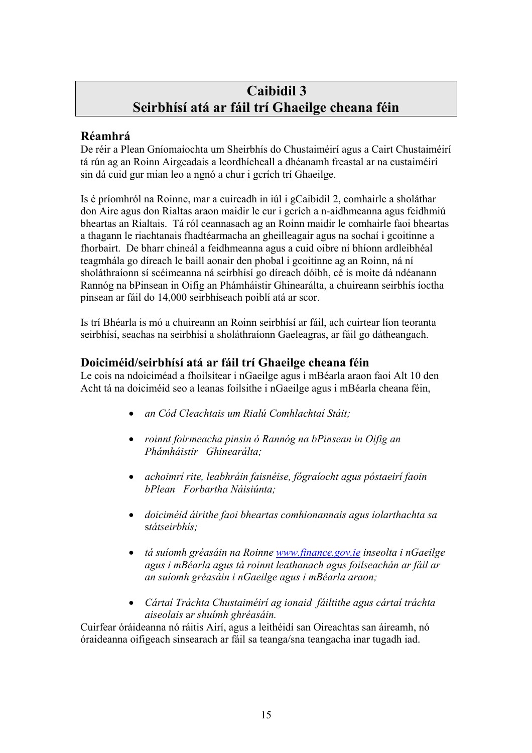# Caibidil 3
# Seirbhísí atá ar fáil trí Ghaeilge cheana féin

## Réamhrá

De réir a Plean Gníomaíochta um Sheirbhís do Chustaiméirí agus a Cairt Chustaiméirí tá rún ag an Roinn Airgeadais a leordhícheall a dhéanamh freastal ar na custaiméirí sin dá cuid gur mian leo a ngnó a chur i gcrích trí Ghaeilge.

Is é príomhról na Roinne, mar a cuireadh in iúl i gCaibidil 2, comhairle a sholáthar don Aire agus don Rialtas araon maidir le cur i gcrích a n-aidhmeanna agus feidhmiú bheartas an Rialtais. Tá ról ceannasach ag an Roinn maidir le comhairle faoi bheartas a thagann le riachtanais fhadtéarmacha an gheilleagair agus na sochaí i gcoitinne a fhorbairt. De bharr chineál a feidhmeanna agus a cuid oibre ní bhíonn ardleibhéal teagmhála go díreach le baill aonair den phobal i gcoitinne ag an Roinn, ná ní sholáthraíonn sí scéimeanna ná seirbhísí go díreach dóibh, cé is moite dá ndéanann Rannóg na bPinsean in Oifig an Phámháistir Ghinearálta, a chuireann seirbhís íoctha pinsean ar fáil do 14,000 seirbhíseach poiblí atá ar scor.

Is trí Bhéarla is mó a chuireann an Roinn seirbhísí ar fáil, ach cuirtear líon teoranta seirbhísí, seachas na seirbhísí a sholáthraíonn Gaeleagras, ar fáil go dátheangach.

## Doiciméid/seirbhísí atá ar fáil trí Ghaeilge cheana féin

Le cois na ndoiciméad a fhoilsítear i nGaeilge agus i mBéarla araon faoi Alt 10 den Acht tá na doiciméid seo a leanas foilsithe i nGaeilge agus i mBéarla cheana féin,

- *an Cód Cleachtais um Rialú Comhlachtaí Stáit;*
- *roinnt foirmeacha pinsin ó Rannóg na bPinsean in Oifig an Phámháistir Ghinearálta;*
- *achoimrí rite, leabhráin faisnéise, fógraíocht agus póstaeirí faoin bPlean Forbartha Náisiúnta;*
- *doiciméid áirithe faoi bheartas comhionannais agus iolarthachta sa státseirbhís;*
- *tá suíomh gréasáin na Roinne www.finance.gov.ie inseolta i nGaeilge agus i mBéarla agus tá roinnt leathanach agus foilseachán ar fáil ar an suíomh gréasáin i nGaeilge agus i mBéarla araon;*
- *Cártaí Tráchta Chustaiméirí ag ionaid fáiltithe agus cártaí tráchta aiseolais* ar *shuímh ghréasáin.*

Cuirfear óráideanna nó ráitis Airí, agus a leithéidí san Oireachtas san áireamh, nó óraideanna oifigeach sinsearach ar fáil sa teanga/sna teangacha inar tugadh iad.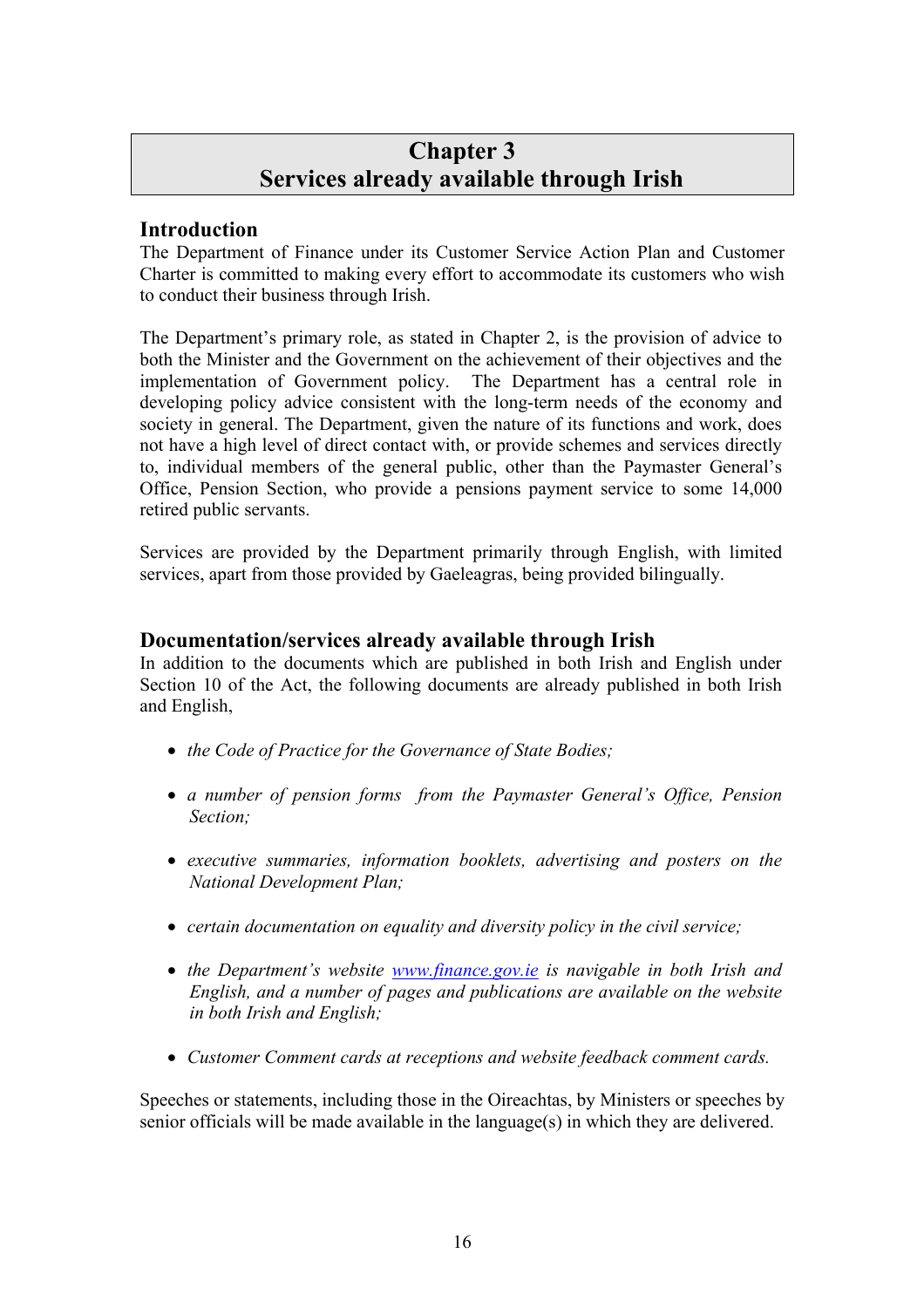# Chapter 3
# Services already available through Irish

## Introduction

The Department of Finance under its Customer Service Action Plan and Customer Charter is committed to making every effort to accommodate its customers who wish to conduct their business through Irish.

The Department's primary role, as stated in Chapter 2, is the provision of advice to both the Minister and the Government on the achievement of their objectives and the implementation of Government policy. The Department has a central role in developing policy advice consistent with the long-term needs of the economy and society in general. The Department, given the nature of its functions and work, does not have a high level of direct contact with, or provide schemes and services directly to, individual members of the general public, other than the Paymaster General's Office, Pension Section, who provide a pensions payment service to some 14,000 retired public servants.

Services are provided by the Department primarily through English, with limited services, apart from those provided by Gaeleagras, being provided bilingually.

## Documentation/services already available through Irish

In addition to the documents which are published in both Irish and English under Section 10 of the Act, the following documents are already published in both Irish and English,

- *the Code of Practice for the Governance of State Bodies;*
- *a number of pension forms from the Paymaster General's Office, Pension Section;*
- *executive summaries, information booklets, advertising and posters on the National Development Plan;*
- *certain documentation on equality and diversity policy in the civil service;*
- *the Department's website [www.finance.gov.ie](http://www.finance.gov.ie) is navigable in both Irish and English, and a number of pages and publications are available on the website in both Irish and English;*
- *Customer Comment cards at receptions and website feedback comment cards.*

Speeches or statements, including those in the Oireachtas, by Ministers or speeches by senior officials will be made available in the language(s) in which they are delivered.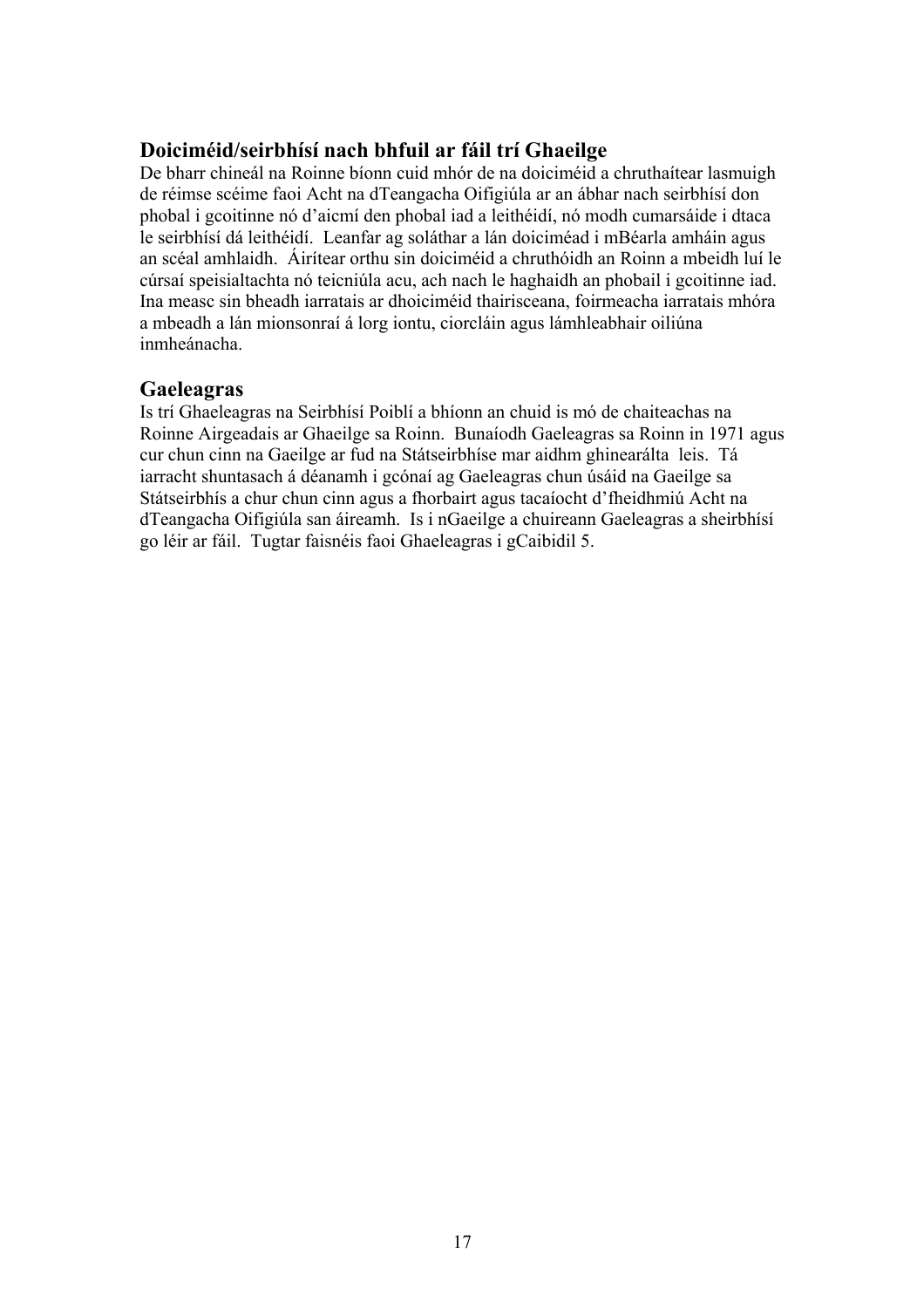## Doiciméid/seirbhísí nach bhfuil ar fáil trí Ghaeilge

De bharr chineál na Roinne bíonn cuid mhór de na doiciméid a chruthaítear lasmuigh de réimse scéime faoi Acht na dTeangacha Oifigiúla ar an ábhar nach seirbhísí don phobal i gcoitinne nó d'aicmí den phobal iad a leithéidí, nó modh cumarsáide i dtaca le seirbhísí dá leithéidí. Leanfar ag soláthar a lán doiciméad i mBéarla amháin agus an scéal amhlaidh. Áirítear orthu sin doiciméid a chruthóidh an Roinn a mbeidh luí le cúrsaí speisialtachta nó teicniúla acu, ach nach le haghaidh an phobail i gcoitinne iad. Ina measc sin bheadh iarratais ar dhoiciméid thairisceana, foirmeacha iarratais mhóra a mbeadh a lán mionsonraí á lorg iontu, ciorcláin agus lámhleabhair oiliúna inmheánacha.

## Gaeleagras

Is trí Ghaeleagras na Seirbhísí Poiblí a bhíonn an chuid is mó de chaiteachas na Roinne Airgeadais ar Ghaeilge sa Roinn. Bunaíodh Gaeleagras sa Roinn in 1971 agus cur chun cinn na Gaeilge ar fud na Státseirbhíse mar aidhm ghinearálta leis. Tá iarracht shuntasach á déanamh i gcónaí ag Gaeleagras chun úsáid na Gaeilge sa Státseirbhís a chur chun cinn agus a fhorbairt agus tacaíocht d'fheidhmiú Acht na dTeangacha Oifigiúla san áireamh. Is i nGaeilge a chuireann Gaeleagras a sheirbhísí go léir ar fáil. Tugtar faisnéis faoi Ghaeleagras i gCaibidil 5.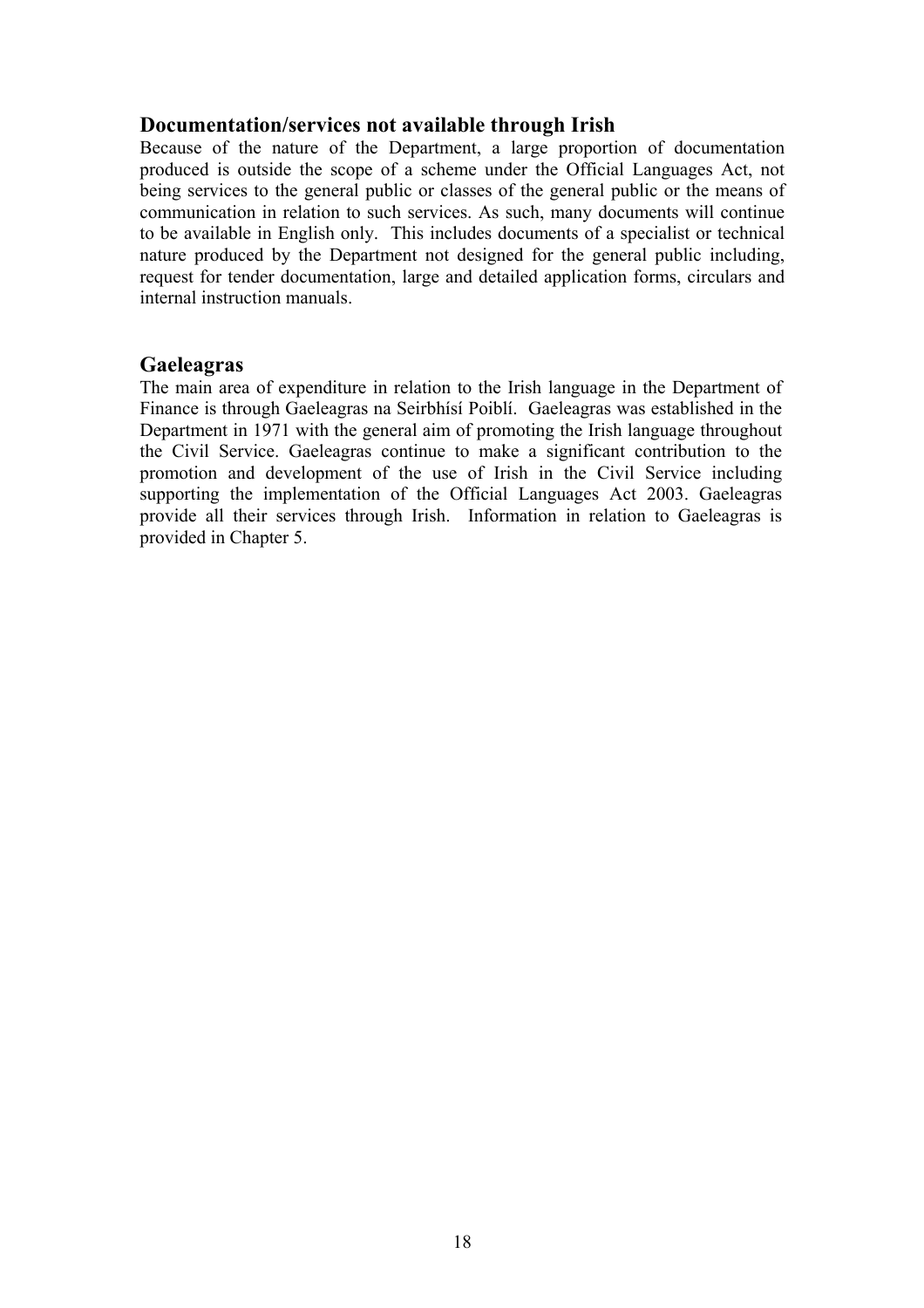## Documentation/services not available through Irish

Because of the nature of the Department, a large proportion of documentation produced is outside the scope of a scheme under the Official Languages Act, not being services to the general public or classes of the general public or the means of communication in relation to such services. As such, many documents will continue to be available in English only. This includes documents of a specialist or technical nature produced by the Department not designed for the general public including, request for tender documentation, large and detailed application forms, circulars and internal instruction manuals.

## Gaeleagras

The main area of expenditure in relation to the Irish language in the Department of Finance is through Gaeleagras na Seirbhísí Poiblí. Gaeleagras was established in the Department in 1971 with the general aim of promoting the Irish language throughout the Civil Service. Gaeleagras continue to make a significant contribution to the promotion and development of the use of Irish in the Civil Service including supporting the implementation of the Official Languages Act 2003. Gaeleagras provide all their services through Irish. Information in relation to Gaeleagras is provided in Chapter 5.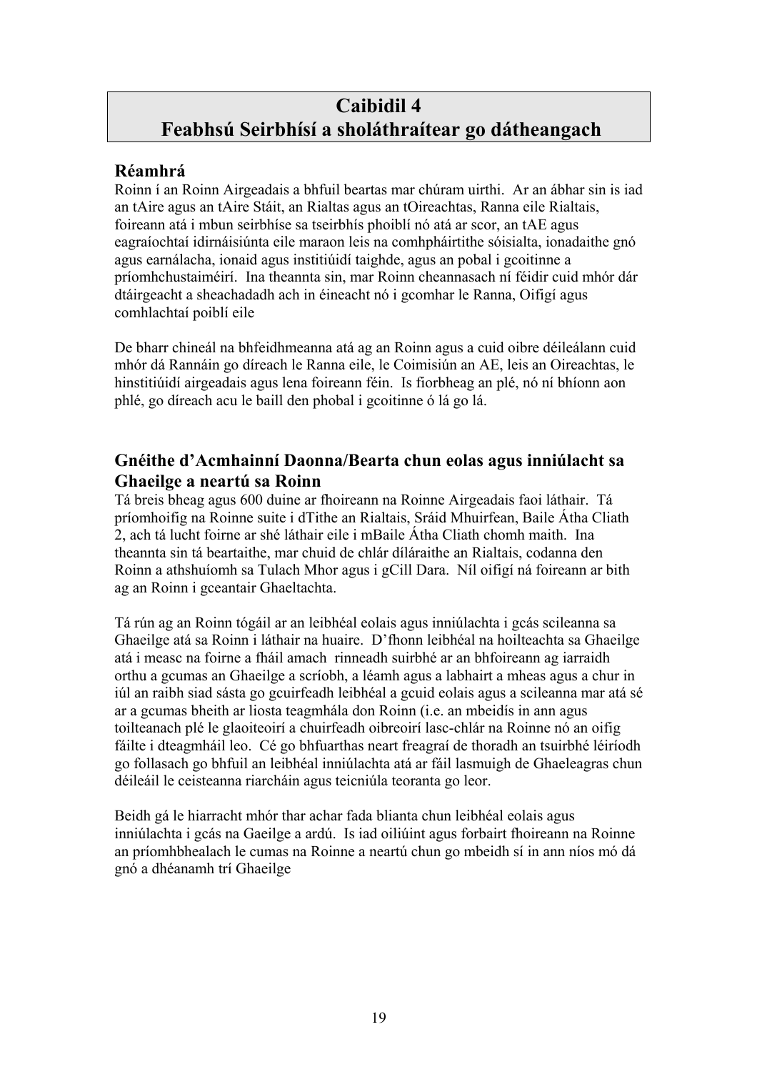# Caibidil 4
# Feabhsú Seirbhísí a sholáthraítear go dátheangach

## Réamhrá

Roinn í an Roinn Airgeadais a bhfuil beartas mar chúram uirthi. Ar an ábhar sin is iad an tAire agus an tAire Stáit, an Rialtas agus an tOireachtas, Ranna eile Rialtais, foireann atá i mbun seirbhíse sa tseirbhís phoiblí nó atá ar scor, an tAE agus eagraíochtaí idirnáisiúnta eile maraon leis na comhpháirtithe sóisialta, ionadaithe gnó agus earnálacha, ionaid agus institiúidí taighde, agus an pobal i gcoitinne a príomhchustaiméirí. Ina theannta sin, mar Roinn cheannasach ní féidir cuid mhór dár dtáirgeacht a sheachadadh ach in éineacht nó i gcomhar le Ranna, Oifigí agus comhlachtaí poiblí eile

De bharr chineál na bhfeidhmeanna atá ag an Roinn agus a cuid oibre déileálann cuid mhór dá Rannáin go díreach le Ranna eile, le Coimisiún an AE, leis an Oireachtas, le hinstitiúidí airgeadais agus lena foireann féin. Is fíorbheag an plé, nó ní bhíonn aon phlé, go díreach acu le baill den phobal i gcoitinne ó lá go lá.

## Gnéithe d'Acmhainní Daonna/Bearta chun eolas agus inniúlacht sa Ghaeilge a neartú sa Roinn

Tá breis bheag agus 600 duine ar fhoireann na Roinne Airgeadais faoi láthair. Tá príomhoifig na Roinne suite i dTithe an Rialtais, Sráid Mhuirfean, Baile Átha Cliath 2, ach tá lucht foirne ar shé láthair eile i mBaile Átha Cliath chomh maith. Ina theannta sin tá beartaithe, mar chuid de chlár díláraithe an Rialtais, codanna den Roinn a athshuíomh sa Tulach Mhor agus i gCill Dara. Níl oifigí ná foireann ar bith ag an Roinn i gceantair Ghaeltachta.

Tá rún ag an Roinn tógáil ar an leibhéal eolais agus inniúlachta i gcás scileanna sa Ghaeilge atá sa Roinn i láthair na huaire. D'fhonn leibhéal na hoilteachta sa Ghaeilge atá i measc na foirne a fháil amach rinneadh suirbhé ar an bhfoireann ag iarraidh orthu a gcumas an Ghaeilge a scríobh, a léamh agus a labhairt a mheas agus a chur in iúl an raibh siad sásta go gcuirfeadh leibhéal a gcuid eolais agus a scileanna mar atá sé ar a gcumas bheith ar liosta teagmhála don Roinn (i.e. an mbeidís in ann agus toilteanach plé le glaoiteoirí a chuirfeadh oibreoirí lasc-chlár na Roinne nó an oifig fáilte i dteagmháil leo. Cé go bhfuarthas neart freagraí de thoradh an tsuirbhé léiríodh go follasach go bhfuil an leibhéal inniúlachta atá ar fáil lasmuigh de Ghaeleagras chun déileáil le ceisteanna riaracháin agus teicniúla teoranta go leor.

Beidh gá le hiarracht mhór thar achar fada blianta chun leibhéal eolais agus inniúlachta i gcás na Gaeilge a ardú. Is iad oiliúint agus forbairt fhoireann na Roinne an príomhbhealach le cumas na Roinne a neartú chun go mbeidh sí in ann níos mó dá gnó a dhéanamh trí Ghaeilge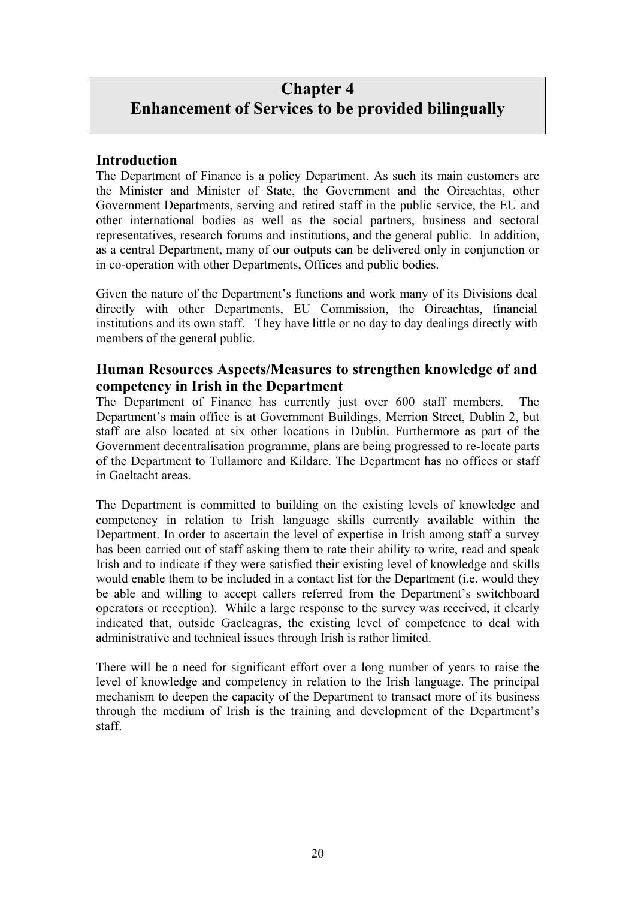# Chapter 4
# Enhancement of Services to be provided bilingually

## Introduction

The Department of Finance is a policy Department. As such its main customers are the Minister and Minister of State, the Government and the Oireachtas, other Government Departments, serving and retired staff in the public service, the EU and other international bodies as well as the social partners, business and sectoral representatives, research forums and institutions, and the general public. In addition, as a central Department, many of our outputs can be delivered only in conjunction or in co-operation with other Departments, Offices and public bodies.

Given the nature of the Department's functions and work many of its Divisions deal directly with other Departments, EU Commission, the Oireachtas, financial institutions and its own staff. They have little or no day to day dealings directly with members of the general public.

## Human Resources Aspects/Measures to strengthen knowledge of and competency in Irish in the Department

The Department of Finance has currently just over 600 staff members. The Department's main office is at Government Buildings, Merrion Street, Dublin 2, but staff are also located at six other locations in Dublin. Furthermore as part of the Government decentralisation programme, plans are being progressed to re-locate parts of the Department to Tullamore and Kildare. The Department has no offices or staff in Gaeltacht areas.

The Department is committed to building on the existing levels of knowledge and competency in relation to Irish language skills currently available within the Department. In order to ascertain the level of expertise in Irish among staff a survey has been carried out of staff asking them to rate their ability to write, read and speak Irish and to indicate if they were satisfied their existing level of knowledge and skills would enable them to be included in a contact list for the Department (i.e. would they be able and willing to accept callers referred from the Department's switchboard operators or reception). While a large response to the survey was received, it clearly indicated that, outside Gaeleagras, the existing level of competence to deal with administrative and technical issues through Irish is rather limited.

There will be a need for significant effort over a long number of years to raise the level of knowledge and competency in relation to the Irish language. The principal mechanism to deepen the capacity of the Department to transact more of its business through the medium of Irish is the training and development of the Department's staff.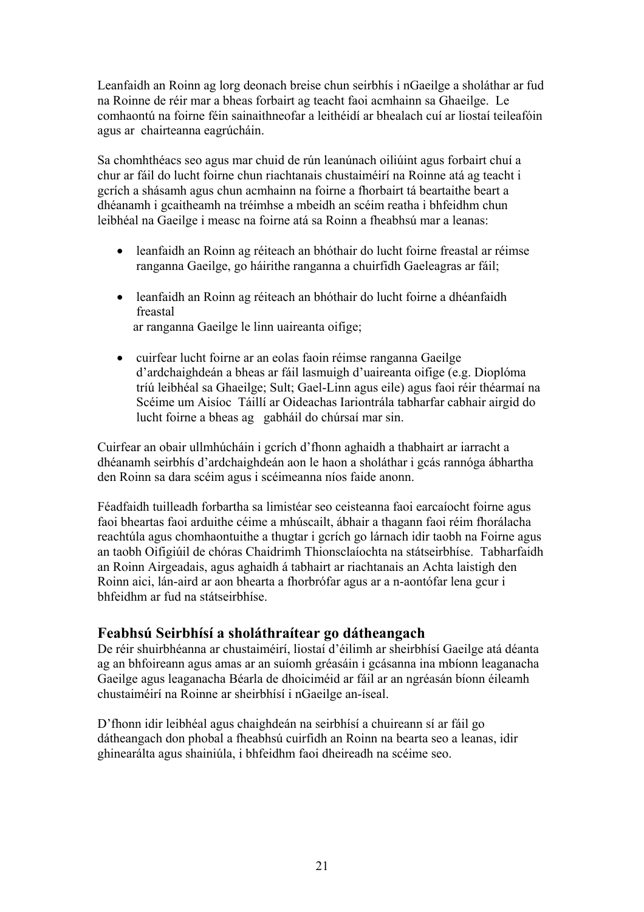Leanfaidh an Roinn ag lorg deonach breise chun seirbhís i nGaeilge a sholáthar ar fud na Roinne de réir mar a bheas forbairt ag teacht faoi acmhainn sa Ghaeilge. Le comhaontú na foirne féin sainaithneofar a leithéidí ar bhealach cuí ar liostaí teileafóin agus ar chairteanna eagrúcháin.

Sa chomhthéacs seo agus mar chuid de rún leanúnach oiliúint agus forbairt chuí a chur ar fáil do lucht foirne chun riachtanais chustaiméirí na Roinne atá ag teacht i gcrích a shásamh agus chun acmhainn na foirne a fhorbairt tá beartaithe beart a dhéanamh i gcaitheamh na tréimhse a mbeidh an scéim reatha i bhfeidhm chun leibhéal na Gaeilge i measc na foirne atá sa Roinn a fheabhsú mar a leanas:

- leanfaidh an Roinn ag réiteach an bhóthair do lucht foirne freastal ar réimse ranganna Gaeilge, go háirithe ranganna a chuirfidh Gaeleagras ar fáil;
- leanfaidh an Roinn ag réiteach an bhóthair do lucht foirne a dhéanfaidh freastal ar ranganna Gaeilge le linn uaireanta oifige;
- cuirfear lucht foirne ar an eolas faoin réimse ranganna Gaeilge d'ardchaighdeán a bheas ar fáil lasmuigh d'uaireanta oifige (e.g. Dioplóma tríú leibhéal sa Ghaeilge; Sult; Gael-Linn agus eile) agus faoi réir théarmaí na Scéime um Aisíoc Táillí ar Oideachas Iarontrála tabharfar cabhair airgid do lucht foirne a bheas ag gabháil do chúrsaí mar sin.

Cuirfear an obair ullmhúcháin i gcrích d'fhonn aghaidh a thabhairt ar iarracht a dhéanamh seirbhís d'ardchaighdeán aon le haon a sholáthar i gcás rannóga ábhartha den Roinn sa dara scéim agus i scéimeanna níos faide anonn.

Féadfaidh tuilleadh forbartha sa limistéar seo ceisteanna faoi earcaíocht foirne agus faoi bheartas faoi arduithe céime a mhúscailt, ábhair a thagann faoi réim fhorálacha reachtúla agus chomhaontuithe a thugtar i gcrích go lárnach idir taobh na Foirne agus an taobh Oifigiúil de chóras Chaidrimh Thionsclaíochta na státseirbhíse. Tabharfaidh an Roinn Airgeadais, agus aghaidh á tabhairt ar riachtanais an Achta laistigh den Roinn aici, lán-aird ar aon bhearta a fhorbrófar agus ar a n-aontófar lena gcur i bhfeidhm ar fud na státseirbhíse.

## Feabhsú Seirbhísí a sholáthraítear go dátheangach

De réir shuirbhéanna ar chustaiméirí, liostaí d'éilimh ar sheirbhísí Gaeilge atá déanta ag an bhfoireann agus amas ar an suíomh gréasáin i gcásanna ina mbíonn leaganacha Gaeilge agus leaganacha Béarla de dhoiciméid ar fáil ar an ngréasán bíonn éileamh chustaiméirí na Roinne ar sheirbhísí i nGaeilge an-íseal.

D'fhonn idir leibhéal agus chaighdeán na seirbhísí a chuireann sí ar fáil go dátheangach don phobal a fheabhsú cuirfidh an Roinn na bearta seo a leanas, idir ghinearálta agus shainiúla, i bhfeidhm faoi dheireadh na scéime seo.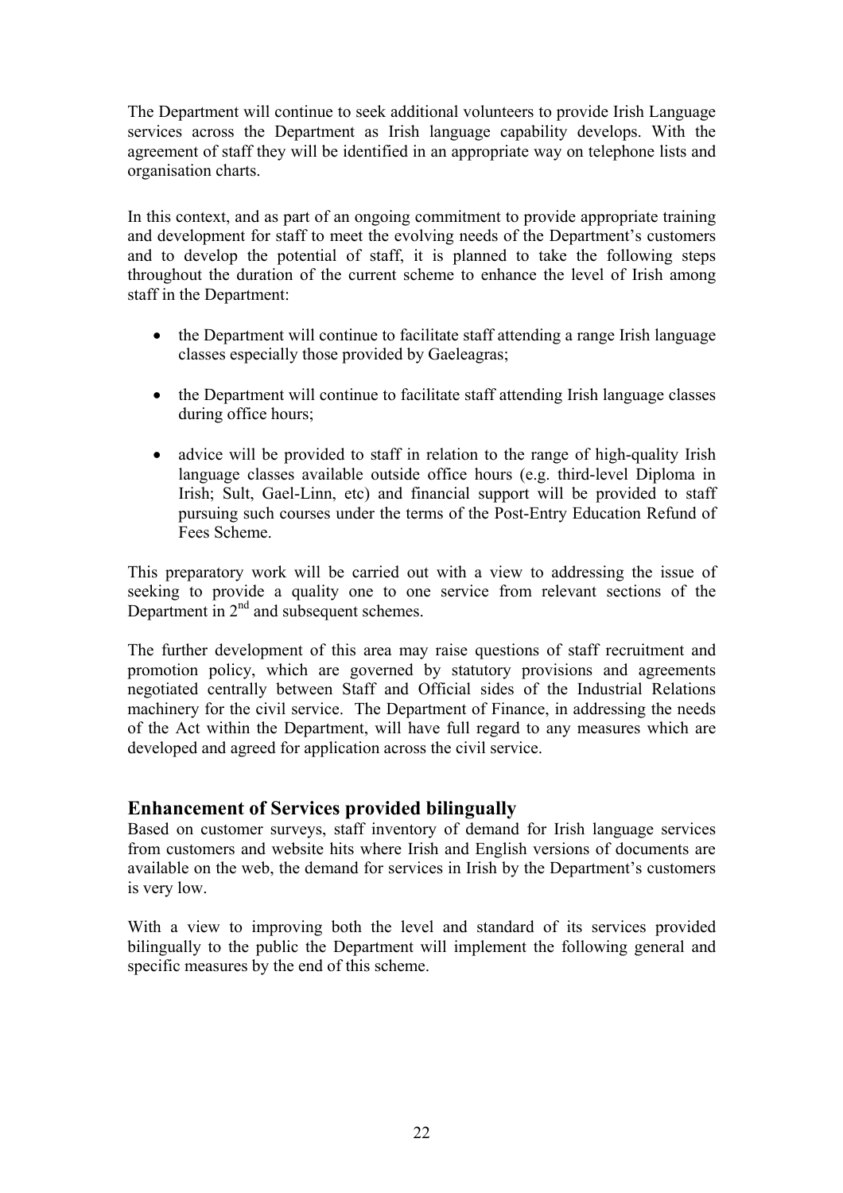The Department will continue to seek additional volunteers to provide Irish Language services across the Department as Irish language capability develops. With the agreement of staff they will be identified in an appropriate way on telephone lists and organisation charts.

In this context, and as part of an ongoing commitment to provide appropriate training and development for staff to meet the evolving needs of the Department's customers and to develop the potential of staff, it is planned to take the following steps throughout the duration of the current scheme to enhance the level of Irish among staff in the Department:

- the Department will continue to facilitate staff attending a range Irish language classes especially those provided by Gaeleagras;
- the Department will continue to facilitate staff attending Irish language classes during office hours;
- advice will be provided to staff in relation to the range of high-quality Irish language classes available outside office hours (e.g. third-level Diploma in Irish; Sult, Gael-Linn, etc) and financial support will be provided to staff pursuing such courses under the terms of the Post-Entry Education Refund of Fees Scheme.

This preparatory work will be carried out with a view to addressing the issue of seeking to provide a quality one to one service from relevant sections of the Department in 2nd and subsequent schemes.

The further development of this area may raise questions of staff recruitment and promotion policy, which are governed by statutory provisions and agreements negotiated centrally between Staff and Official sides of the Industrial Relations machinery for the civil service. The Department of Finance, in addressing the needs of the Act within the Department, will have full regard to any measures which are developed and agreed for application across the civil service.

## Enhancement of Services provided bilingually

Based on customer surveys, staff inventory of demand for Irish language services from customers and website hits where Irish and English versions of documents are available on the web, the demand for services in Irish by the Department's customers is very low.

With a view to improving both the level and standard of its services provided bilingually to the public the Department will implement the following general and specific measures by the end of this scheme.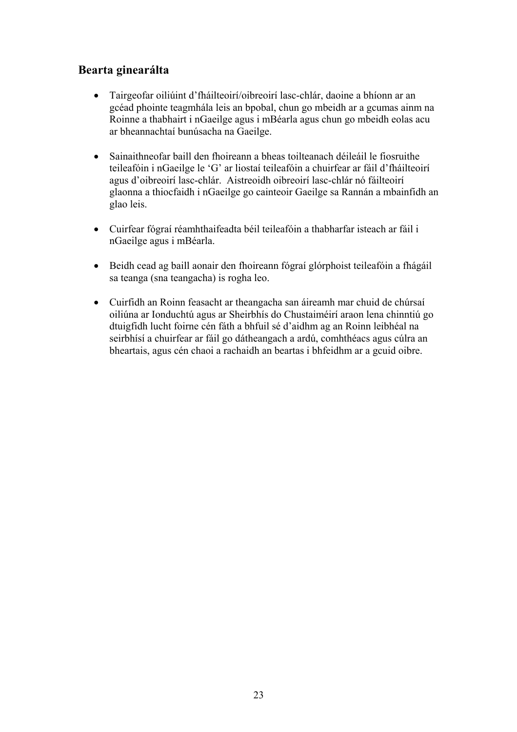## Bearta ginearálta

- Tairgeofar oiliúint d'fháilteoirí/oibreoirí lasc-chlár, daoine a bhíonn ar an gcéad phointe teagmhála leis an bpobal, chun go mbeidh ar a gcumas ainm na Roinne a thabhairt i nGaeilge agus i mBéarla agus chun go mbeidh eolas acu ar bheannachtaí bunúsacha na Gaeilge.

- Sainaithneofar baill den fhoireann a bheas toilteanach déileáil le fiosruithe teileafóin i nGaeilge le 'G' ar liostaí teileafóin a chuirfear ar fáil d'fháilteoirí agus d'oibreoirí lasc-chlár. Aistreoidh oibreoirí lasc-chlár nó fáilteoirí glaonna a thiocfaidh i nGaeilge go cainteoir Gaeilge sa Rannán a mbainfidh an glao leis.

- Cuirfear fógraí réamhthaifeadta béil teileafóin a thabharfar isteach ar fáil i nGaeilge agus i mBéarla.

- Beidh cead ag baill aonair den fhoireann fógraí glórphoist teileafóin a fhágáil sa teanga (sna teangacha) is rogha leo.

- Cuirfidh an Roinn feasacht ar theangacha san áireamh mar chuid de chúrsaí oiliúna ar Ionduchtú agus ar Sheirbhís do Chustaiméirí araon lena chinntiú go dtuigfidh lucht foirne cén fáth a bhfuil sé d'aidhm ag an Roinn leibhéal na seirbhísí a chuirfear ar fáil go dátheangach a ardú, comhthéacs agus cúlra an bheartais, agus cén chaoi a rachaidh an beartas i bhfeidhm ar a gcuid oibre.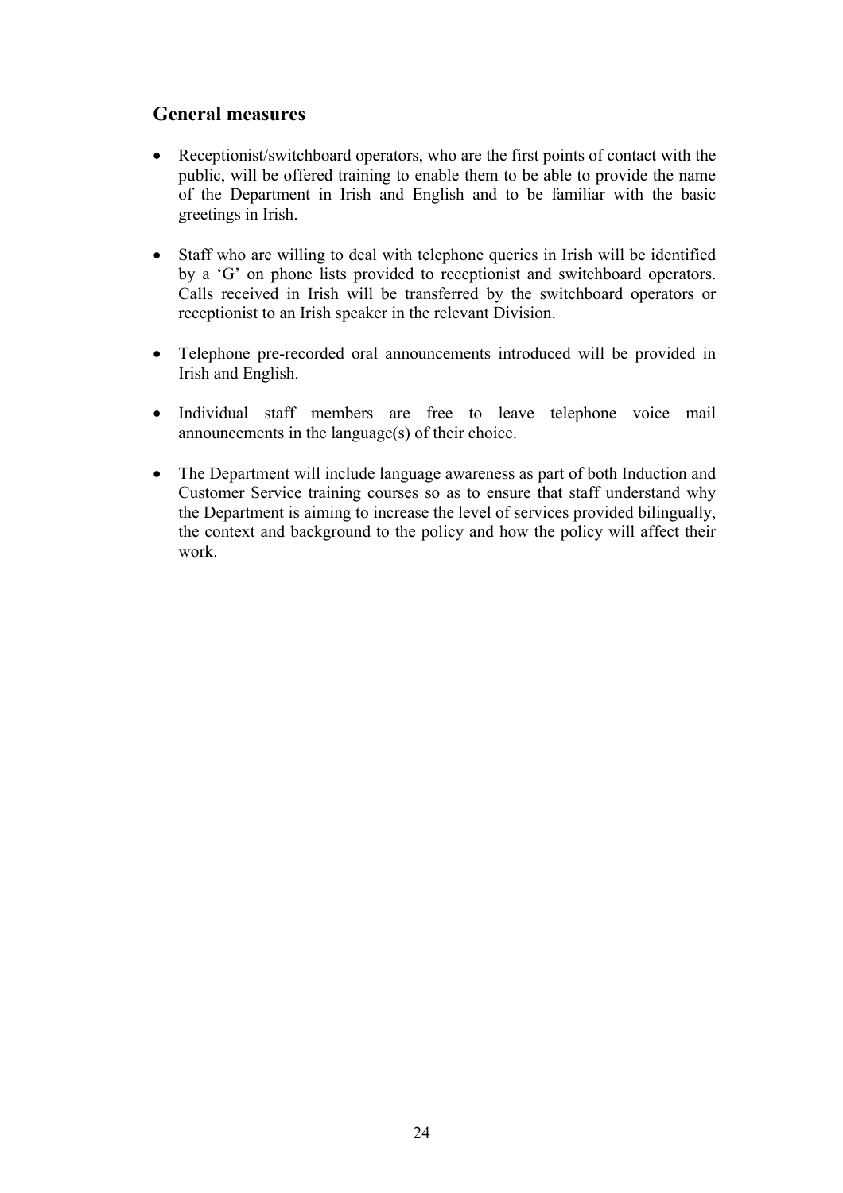## General measures

- Receptionist/switchboard operators, who are the first points of contact with the public, will be offered training to enable them to be able to provide the name of the Department in Irish and English and to be familiar with the basic greetings in Irish.

- Staff who are willing to deal with telephone queries in Irish will be identified by a 'G' on phone lists provided to receptionist and switchboard operators. Calls received in Irish will be transferred by the switchboard operators or receptionist to an Irish speaker in the relevant Division.

- Telephone pre-recorded oral announcements introduced will be provided in Irish and English.

- Individual staff members are free to leave telephone voice mail announcements in the language(s) of their choice.

- The Department will include language awareness as part of both Induction and Customer Service training courses so as to ensure that staff understand why the Department is aiming to increase the level of services provided bilingually, the context and background to the policy and how the policy will affect their work.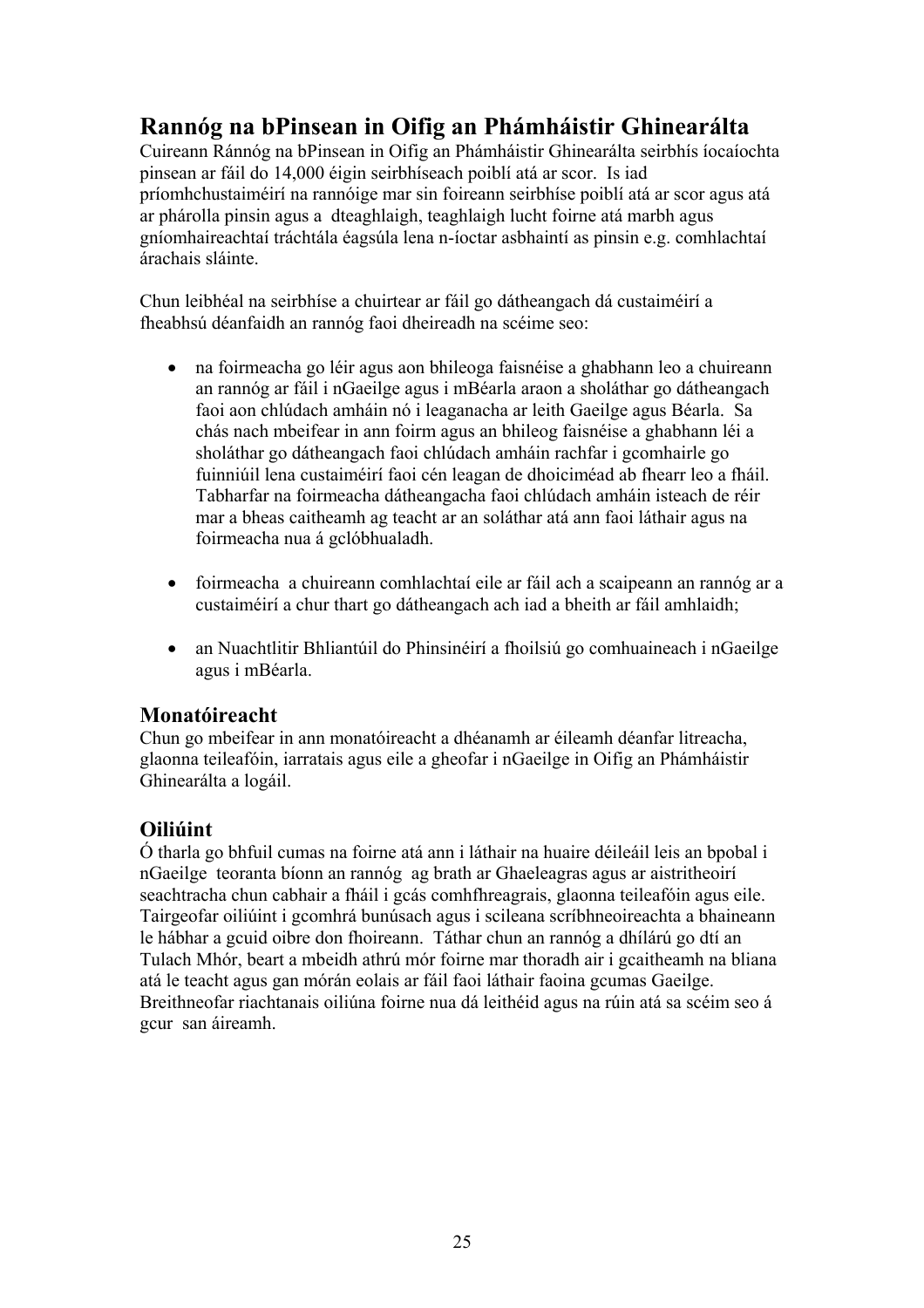## Rannóg na bPinsean in Oifig an Phámháistir Ghinearálta

Cuireann Ránnóg na bPinsean in Oifig an Phámháistir Ghinearálta seirbhís íocaíochta pinsean ar fáil do 14,000 éigin seirbhíseach poiblí atá ar scor. Is iad príomhchustaiméirí na rannóige mar sin foireann seirbhíse poiblí atá ar scor agus atá ar phárolla pinsin agus a dteaghlaigh, teaghlaigh lucht foirne atá marbh agus gníomhaireachtaí tráchtála éagsúla lena n-íoctar asbhaintí as pinsin e.g. comhlachtaí árachais sláinte.

Chun leibhéal na seirbhíse a chuirtear ar fáil go dátheangach dá custaiméirí a fheabhsú déanfaidh an rannóg faoi dheireadh na scéime seo:

- na foirmeacha go léir agus aon bhileoga faisnéise a ghabhann leo a chuireann an rannóg ar fáil i nGaeilge agus i mBéarla araon a sholáthar go dátheangach faoi aon chlúdach amháin nó i leaganacha ar leith Gaeilge agus Béarla. Sa chás nach mbeifear in ann foirm agus an bhileog faisnéise a ghabhann léi a sholáthar go dátheangach faoi chlúdach amháin rachfar i gcomhairle go fuinniúil lena custaiméirí faoi cén leagan de dhoiciméad ab fhearr leo a fháil. Tabharfar na foirmeacha dátheangacha faoi chlúdach amháin isteach de réir mar a bheas caitheamh ag teacht ar an soláthar atá ann faoi láthair agus na foirmeacha nua á gclóbhualadh.

- foirmeacha a chuireann comhlachtaí eile ar fáil ach a scaipeann an rannóg ar a custaiméirí a chur thart go dátheangach ach iad a bheith ar fáil amhlaidh;

- an Nuachtlitir Bhliantúil do Phinsinéirí a fhoilsiú go comhuaineach i nGaeilge agus i mBéarla.

### Monatóireacht

Chun go mbeifear in ann monatóireacht a dhéanamh ar éileamh déanfar litreacha, glaonna teileafóin, iarratais agus eile a gheofar i nGaeilge in Oifig an Phámháistir Ghinearálta a logáil.

### Oiliúint

Ó tharla go bhfuil cumas na foirne atá ann i láthair na huaire déileáil leis an bpobal i nGaeilge teoranta bíonn an rannóg ag brath ar Ghaeleagras agus ar aistritheoirí seachtracha chun cabhair a fháil i gcás comhfhreagrais, glaonna teileafóin agus eile. Tairgeofar oiliúint i gcomhrá bunúsach agus i scileanna scríbhneoireachta a bhaineann le hábhar a gcuid oibre don fhoireann. Táthar chun an rannóg a dhílárú go dtí an Tulach Mhór, beart a mbeidh athrú mór foirne mar thoradh air i gcaitheamh na bliana atá le teacht agus gan mórán eolais ar fáil faoi láthair faoina gcumas Gaeilge. Breithneofar riachtanais oiliúna foirne nua dá leithéid agus na rúin atá sa scéim seo á gcur san áireamh.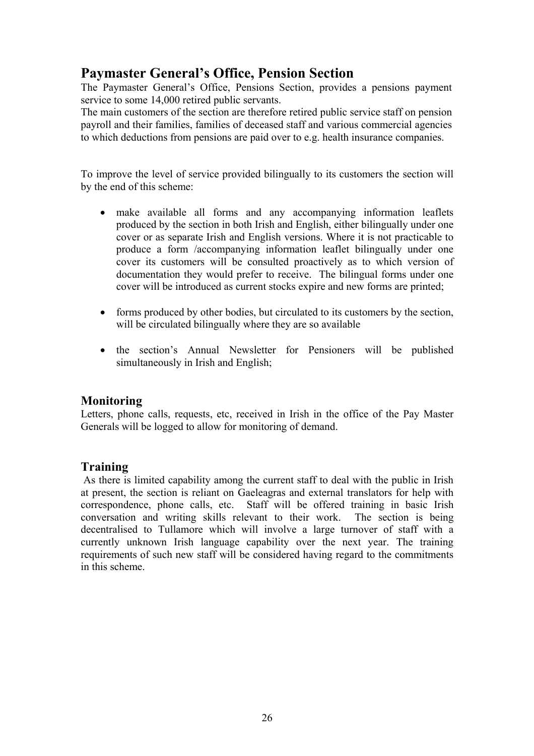## Paymaster General's Office, Pension Section

The Paymaster General's Office, Pensions Section, provides a pensions payment service to some 14,000 retired public servants.
The main customers of the section are therefore retired public service staff on pension payroll and their families, families of deceased staff and various commercial agencies to which deductions from pensions are paid over to e.g. health insurance companies.

To improve the level of service provided bilingually to its customers the section will by the end of this scheme:

- make available all forms and any accompanying information leaflets produced by the section in both Irish and English, either bilingually under one cover or as separate Irish and English versions. Where it is not practicable to produce a form /accompanying information leaflet bilingually under one cover its customers will be consulted proactively as to which version of documentation they would prefer to receive. The bilingual forms under one cover will be introduced as current stocks expire and new forms are printed;
- forms produced by other bodies, but circulated to its customers by the section, will be circulated bilingually where they are so available
- the section's Annual Newsletter for Pensioners will be published simultaneously in Irish and English;

### Monitoring

Letters, phone calls, requests, etc, received in Irish in the office of the Pay Master Generals will be logged to allow for monitoring of demand.

### Training

As there is limited capability among the current staff to deal with the public in Irish at present, the section is reliant on Gaeleagras and external translators for help with correspondence, phone calls, etc. Staff will be offered training in basic Irish conversation and writing skills relevant to their work. The section is being decentralised to Tullamore which will involve a large turnover of staff with a currently unknown Irish language capability over the next year. The training requirements of such new staff will be considered having regard to the commitments in this scheme.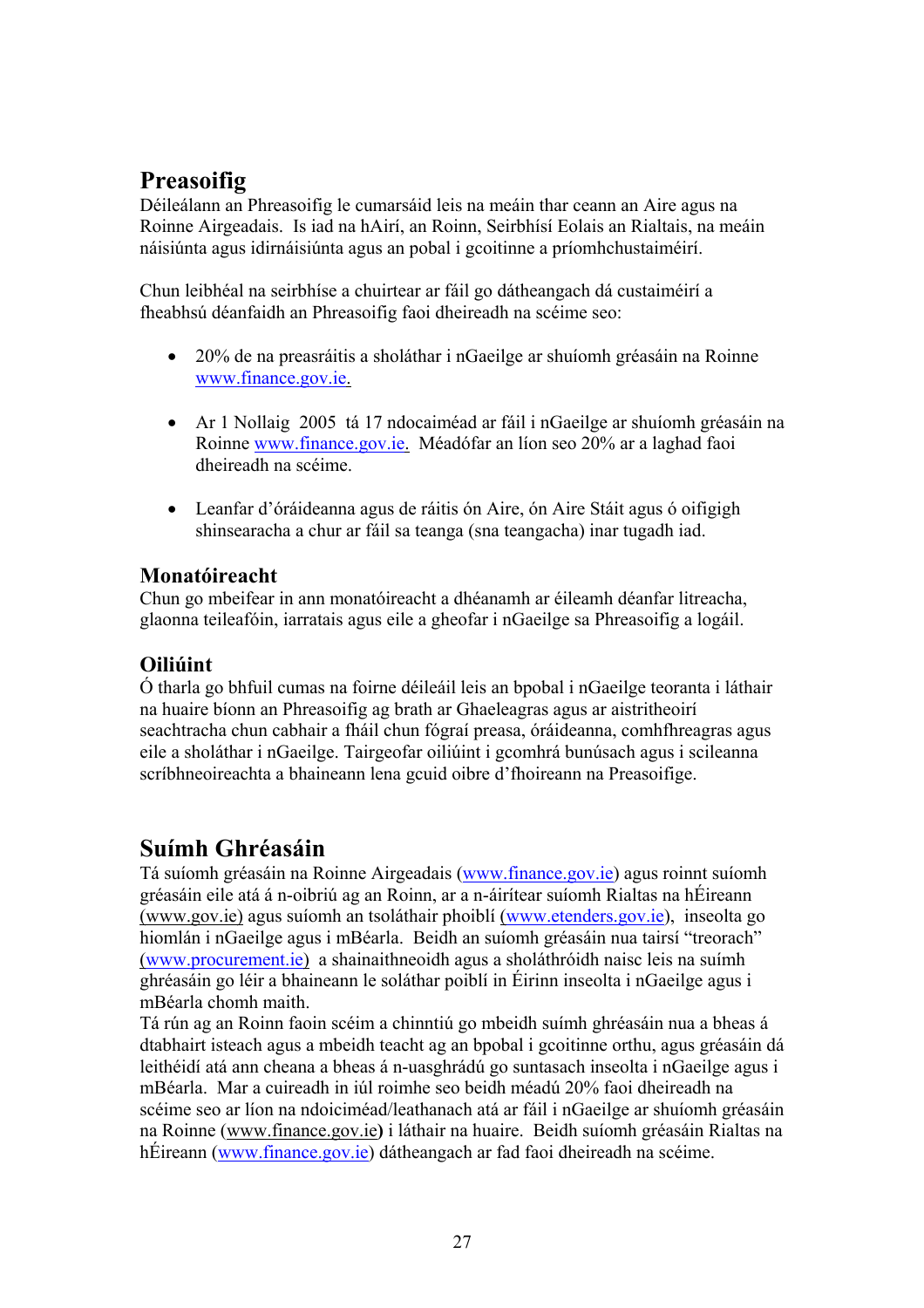## Preasoifig

Déileálann an Phreasoifig le cumarsáid leis na meáin thar ceann an Aire agus na Roinne Airgeadais. Is iad na hAirí, an Roinn, Seirbhísí Eolais an Rialtais, na meáin náisiúnta agus idirnáisiúnta agus an pobal i gcoitinne a príomhchustaiméirí.

Chun leibhéal na seirbhíse a chuirtear ar fáil go dátheangach dá custaiméirí a fheabhsú déanfaidh an Phreasoifig faoi dheireadh na scéime seo:

- 20% de na preasráitis a sholáthar i nGaeilge ar shuíomh gréasáin na Roinne www.finance.gov.ie.
- Ar 1 Nollaig 2005 tá 17 ndocaiméad ar fáil i nGaeilge ar shuíomh gréasáin na Roinne www.finance.gov.ie. Méadófar an líon seo 20% ar a laghad faoi dheireadh na scéime.
- Leanfar d'óráideanna agus de ráitis ón Aire, ón Aire Stáit agus ó oifigigh shinsearacha a chur ar fáil sa teanga (sna teangacha) inar tugadh iad.

### Monatóireacht

Chun go mbeifear in ann monatóireacht a dhéanamh ar éileamh déanfar litreacha, glaonna teileafóin, iarratais agus eile a gheofar i nGaeilge sa Phreasoifig a logáil.

### Oiliúint

Ó tharla go bhfuil cumas na foirne déileáil leis an bpobal i nGaeilge teoranta i láthair na huaire bíonn an Phreasoifig ag brath ar Ghaeleagras agus ar aistritheoirí seachtracha chun cabhair a fháil chun fógraí preasa, óráideanna, comhfhreagras agus eile a sholáthar i nGaeilge. Tairgeofar oiliúint i gcomhrá bunúsach agus i scileanna scríbhneoireachta a bhaineann lena gcuid oibre d'fhoireann na Preasoifige.

## Suímh Ghréasáin

Tá suíomh gréasáin na Roinne Airgeadais (www.finance.gov.ie) agus roinnt suíomh gréasáin eile atá á n-oibriú ag an Roinn, ar a n-áirítear suíomh Rialtas na hÉireann (www.gov.ie) agus suíomh an tsoláthair phoiblí (www.etenders.gov.ie), inseolta go hiomlán i nGaeilge agus i mBéarla. Beidh an suíomh gréasáin nua tairsí "treorach" (www.procurement.ie) a shainaithneoidh agus a sholáthróidh naisc leis na suímh ghréasáin go léir a bhaineann le soláthar poiblí in Éirinn inseolta i nGaeilge agus i mBéarla chomh maith.

Tá rún ag an Roinn faoin scéim a chinntiú go mbeidh suímh ghréasáin nua a bheas á dtabhairt isteach agus a mbeidh teacht ag an bpobal i gcoitinne orthu, agus gréasáin dá leithéidí atá ann cheana a bheas á n-uasghrádú go suntasach inseolta i nGaeilge agus i mBéarla. Mar a cuireadh in iúl roimhe seo beidh méadú 20% faoi dheireadh na scéime seo ar líon na ndoiciméad/leathanach atá ar fáil i nGaeilge ar shuíomh gréasáin na Roinne (www.finance.gov.ie**)** i láthair na huaire. Beidh suíomh gréasáin Rialtas na hÉireann (www.finance.gov.ie) dátheangach ar fad faoi dheireadh na scéime.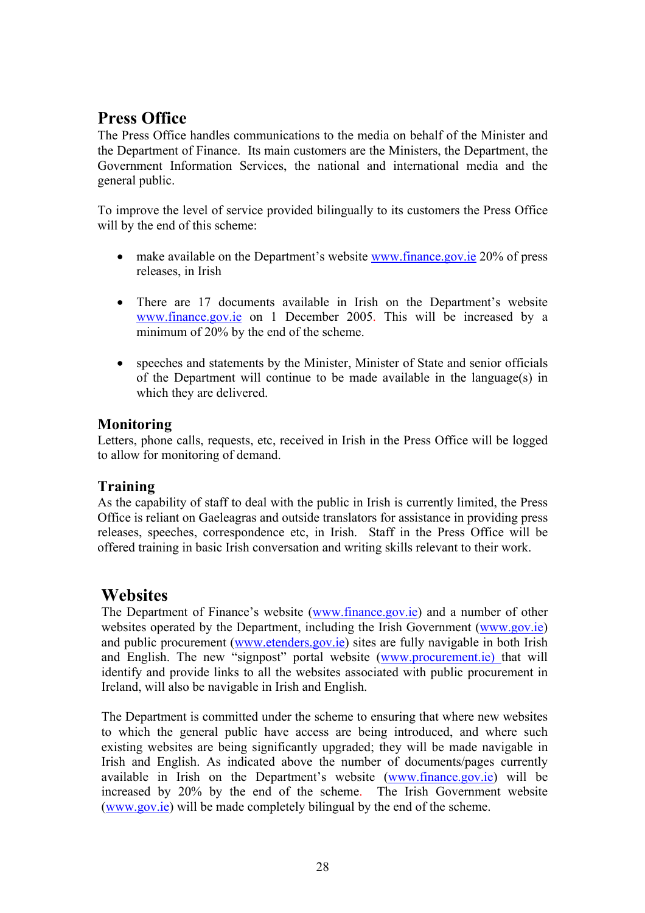## Press Office

The Press Office handles communications to the media on behalf of the Minister and the Department of Finance. Its main customers are the Ministers, the Department, the Government Information Services, the national and international media and the general public.

To improve the level of service provided bilingually to its customers the Press Office will by the end of this scheme:

- make available on the Department's website www.finance.gov.ie 20% of press releases, in Irish

- There are 17 documents available in Irish on the Department's website www.finance.gov.ie on 1 December 2005. This will be increased by a minimum of 20% by the end of the scheme.

- speeches and statements by the Minister, Minister of State and senior officials of the Department will continue to be made available in the language(s) in which they are delivered.

### Monitoring

Letters, phone calls, requests, etc, received in Irish in the Press Office will be logged to allow for monitoring of demand.

### Training

As the capability of staff to deal with the public in Irish is currently limited, the Press Office is reliant on Gaeleagras and outside translators for assistance in providing press releases, speeches, correspondence etc, in Irish. Staff in the Press Office will be offered training in basic Irish conversation and writing skills relevant to their work.

## Websites

The Department of Finance's website (www.finance.gov.ie) and a number of other websites operated by the Department, including the Irish Government (www.gov.ie) and public procurement (www.etenders.gov.ie) sites are fully navigable in both Irish and English. The new "signpost" portal website (www.procurement.ie) that will identify and provide links to all the websites associated with public procurement in Ireland, will also be navigable in Irish and English.

The Department is committed under the scheme to ensuring that where new websites to which the general public have access are being introduced, and where such existing websites are being significantly upgraded; they will be made navigable in Irish and English. As indicated above the number of documents/pages currently available in Irish on the Department's website (www.finance.gov.ie) will be increased by 20% by the end of the scheme. The Irish Government website (www.gov.ie) will be made completely bilingual by the end of the scheme.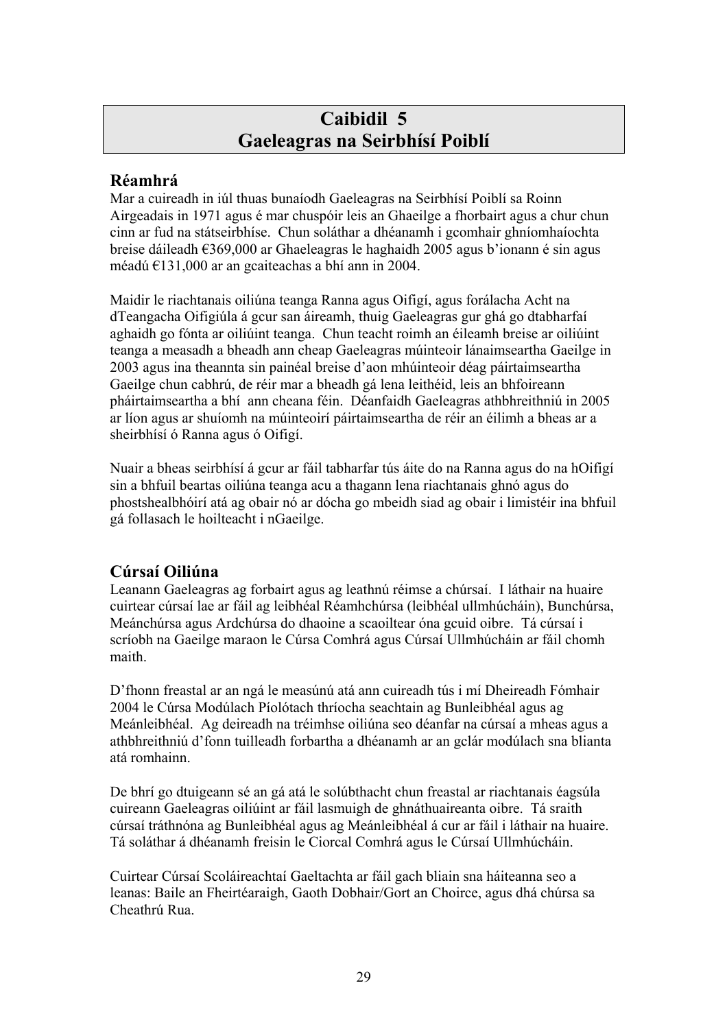# Caibidil 5
# Gaeleagras na Seirbhísí Poiblí

## Réamhrá

Mar a cuireadh in iúl thuas bunaíodh Gaeleagras na Seirbhísí Poiblí sa Roinn Airgeadais in 1971 agus é mar chuspóir leis an Ghaeilge a fhorbairt agus a chur chun cinn ar fud na státseirbhíse. Chun soláthar a dhéanamh i gcomhair ghníomhaíochta breise dáileadh €369,000 ar Ghaeleagras le haghaidh 2005 agus b'ionann é sin agus méadú €131,000 ar an gcaiteachas a bhí ann in 2004.

Maidir le riachtanais oiliúna teanga Ranna agus Oifigí, agus forálacha Acht na dTeangacha Oifigiúla á gcur san áireamh, thuig Gaeleagras gur ghá go dtabharfaí aghaidh go fónta ar oiliúint teanga. Chun teacht roimh an éileamh breise ar oiliúint teanga a measadh a bheadh ann cheap Gaeleagras múinteoir lánaimseartha Gaeilge in 2003 agus ina theannta sin painéal breise d'aon mhúinteoir déag páirtaimseartha Gaeilge chun cabhrú, de réir mar a bheadh gá lena leithéid, leis an bhfoireann pháirtaimseartha a bhí ann cheana féin. Déanfaidh Gaeleagras athbhreithniú in 2005 ar líon agus ar shuíomh na múinteoirí páirtaimseartha de réir an éilimh a bheas ar a sheirbhísí ó Ranna agus ó Oifigí.

Nuair a bheas seirbhísí á gcur ar fáil tabharfar tús áite do na Ranna agus do na hOifigí sin a bhfuil beartas oiliúna teanga acu a thagann lena riachtanais ghnó agus do phostshealbhóirí atá ag obair nó ar dócha go mbeidh siad ag obair i limistéir ina bhfuil gá follasach le hoilteacht i nGaeilge.

## Cúrsaí Oiliúna

Leanann Gaeleagras ag forbairt agus ag leathnú réimse a chúrsaí. I láthair na huaire cuirtear cúrsaí lae ar fáil ag leibhéal Réamhchúrsa (leibhéal ullmhúcháin), Bunchúrsa, Meánchúrsa agus Ardchúrsa do dhaoine a scaoiltear óna gcuid oibre. Tá cúrsaí i scríobh na Gaeilge maraon le Cúrsa Comhrá agus Cúrsaí Ullmhúcháin ar fáil chomh maith.

D'fhonn freastal ar an ngá le measúnú atá ann cuireadh tús i mí Dheireadh Fómhair 2004 le Cúrsa Modúlach Píolótach thríocha seachtain ag Bunleibhéal agus ag Meánleibhéal. Ag deireadh na tréimhse oiliúna seo déanfar na cúrsaí a mheas agus a athbhreithniú d'fonn tuilleadh forbartha a dhéanamh ar an gclár modúlach sna blianta atá romhainn.

De bhrí go dtuigeann sé an gá atá le solúbthacht chun freastal ar riachtanais éagsúla cuireann Gaeleagras oiliúint ar fáil lasmuigh de ghnáthuaireanta oibre. Tá sraith cúrsaí tráthnóna ag Bunleibhéal agus ag Meánleibhéal á cur ar fáil i láthair na huaire. Tá soláthar á dhéanamh freisin le Ciorcal Comhrá agus le Cúrsaí Ullmhúcháin.

Cuirtear Cúrsaí Scoláireachtaí Gaeltachta ar fáil gach bliain sna háiteanna seo a leanas: Baile an Fheirtéaraigh, Gaoth Dobhair/Gort an Choirce, agus dhá chúrsa sa Cheathrú Rua.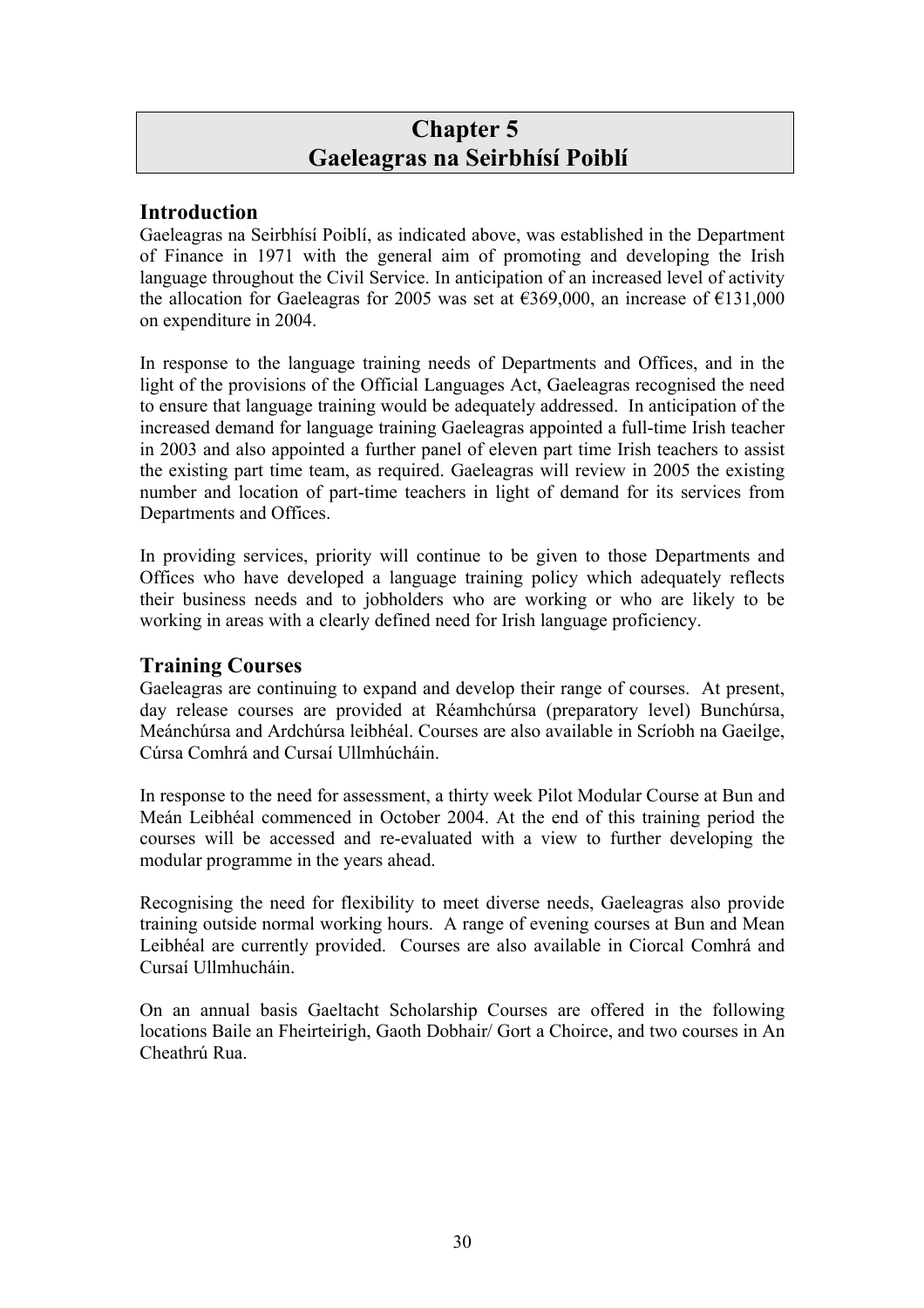# Chapter 5
# Gaeleagras na Seirbhísí Poiblí

## Introduction

Gaeleagras na Seirbhísí Poiblí, as indicated above, was established in the Department of Finance in 1971 with the general aim of promoting and developing the Irish language throughout the Civil Service. In anticipation of an increased level of activity the allocation for Gaeleagras for 2005 was set at €369,000, an increase of €131,000 on expenditure in 2004.

In response to the language training needs of Departments and Offices, and in the light of the provisions of the Official Languages Act, Gaeleagras recognised the need to ensure that language training would be adequately addressed. In anticipation of the increased demand for language training Gaeleagras appointed a full-time Irish teacher in 2003 and also appointed a further panel of eleven part time Irish teachers to assist the existing part time team, as required. Gaeleagras will review in 2005 the existing number and location of part-time teachers in light of demand for its services from Departments and Offices.

In providing services, priority will continue to be given to those Departments and Offices who have developed a language training policy which adequately reflects their business needs and to jobholders who are working or who are likely to be working in areas with a clearly defined need for Irish language proficiency.

## Training Courses

Gaeleagras are continuing to expand and develop their range of courses. At present, day release courses are provided at Réamhchúrsa (preparatory level) Bunchúrsa, Meánchúrsa and Ardchúrsa leibhéal. Courses are also available in Scríobh na Gaeilge, Cúrsa Comhrá and Cursaí Ullmhúcháin.

In response to the need for assessment, a thirty week Pilot Modular Course at Bun and Meán Leibhéal commenced in October 2004. At the end of this training period the courses will be accessed and re-evaluated with a view to further developing the modular programme in the years ahead.

Recognising the need for flexibility to meet diverse needs, Gaeleagras also provide training outside normal working hours. A range of evening courses at Bun and Mean Leibhéal are currently provided. Courses are also available in Ciorcal Comhrá and Cursaí Ullmhucháin.

On an annual basis Gaeltacht Scholarship Courses are offered in the following locations Baile an Fheirteirigh, Gaoth Dobhair/ Gort a Choirce, and two courses in An Cheathrú Rua.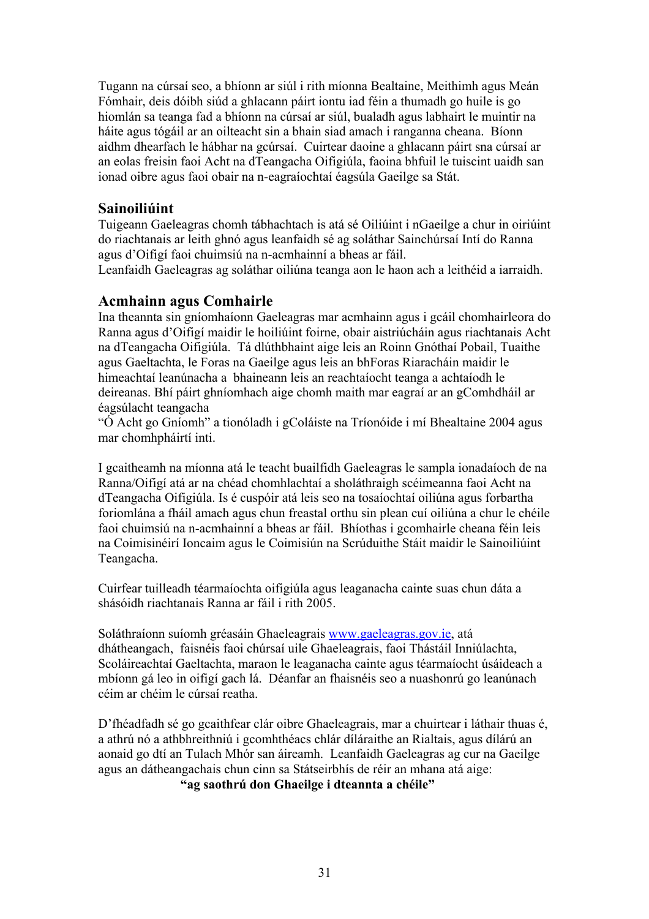Tugann na cúrsaí seo, a bhíonn ar siúl i rith míonna Bealtaine, Meithimh agus Meán Fómhair, deis dóibh siúd a ghlacann páirt iontu iad féin a thumadh go huile is go hiomlán sa teanga fad a bhíonn na cúrsaí ar siúl, bualadh agus labhairt le muintir na háite agus tógáil ar an oilteacht sin a bhain siad amach i ranganna cheana. Bíonn aidhm dhearfach le hábhar na gcúrsaí. Cuirtear daoine a ghlacann páirt sna cúrsaí ar an eolas freisin faoi Acht na dTeangacha Oifigiúla, faoina bhfuil le tuiscint uaidh san ionad oibre agus faoi obair na n-eagraíochtaí éagsúla Gaeilge sa Stát.

### Sainoiliúint

Tuigeann Gaeleagras chomh tábhachtach is atá sé Oiliúint i nGaeilge a chur in oiriúint do riachtanais ar leith ghnó agus leanfaidh sé ag soláthar Sainchúrsaí Intí do Ranna agus d'Oifigí faoi chuimsiú na n-acmhainní a bheas ar fáil.
Leanfaidh Gaeleagras ag soláthar oiliúna teanga aon le haon ach a leithéid a iarraidh.

### Acmhainn agus Comhairle

Ina theannta sin gníomhaíonn Gaeleagras mar acmhainn agus i gcáil chomhairleora do Ranna agus d'Oifigí maidir le hoiliúint foirne, obair aistriúcháin agus riachtanais Acht na dTeangacha Oifigiúla. Tá dlúthbhaint aige leis an Roinn Gnóthaí Pobail, Tuaithe agus Gaeltachta, le Foras na Gaeilge agus leis an bhForas Riaracháin maidir le himeachtaí leanúnacha a bhaineann leis an reachtaíocht teanga a achtaíodh le deireanas. Bhí páirt ghníomhach aige chomh maith mar eagraí ar an gComhdháil ar éagsúlacht teangacha
"Ó Acht go Gníomh" a tionóladh i gColáiste na Tríonóide i mí Bhealtaine 2004 agus mar chomhpháirtí inti.

I gcaitheamh na míonna atá le teacht buailfidh Gaeleagras le sampla ionadaíoch de na Ranna/Oifigí atá ar na chéad chomhlachtaí a sholáthraigh scéimeanna faoi Acht na dTeangacha Oifigiúla. Is é cuspóir atá leis seo na tosaíochtaí oiliúna agus forbartha foriomlána a fháil amach agus chun freastal orthu sin plean cuí oiliúna a chur le chéile faoi chuimsiú na n-acmhainní a bheas ar fáil. Bhíothas i gcomhairle cheana féin leis na Coimisinéirí Ioncaim agus le Coimisiún na Scrúduithe Stáit maidir le Sainoiliúint Teangacha.

Cuirfear tuilleadh téarmaíochta oifigiúla agus leaganacha cainte suas chun dáta a shásóidh riachtanais Ranna ar fáil i rith 2005.

Soláthraíonn suíomh gréasáin Ghaeleagrais www.gaeleagras.gov.ie, atá dhátheangach, faisnéis faoi chúrsaí uile Ghaeleagrais, faoi Thástáil Inniúlachta, Scoláireachtaí Gaeltachta, maraon le leaganacha cainte agus téarmaíocht úsáideach a mbíonn gá leo in oifigí gach lá. Déanfar an fhaisnéis seo a nuashonrú go leanúnach céim ar chéim le cúrsaí reatha.

D'fhéadfadh sé go gcaithfear clár oibre Ghaeleagrais, mar a chuirtear i láthair thuas é, a athrú nó a athbhreithniú i gcomhthéacs chlár díláraithe an Rialtais, agus dílárú an aonaid go dtí an Tulach Mhór san áireamh. Leanfaidh Gaeleagras ag cur na Gaeilge agus an dátheangachais chun cinn sa Státseirbhís de réir an mhana atá aige:

**"ag saothrú don Ghaeilge i dteannta a chéile"**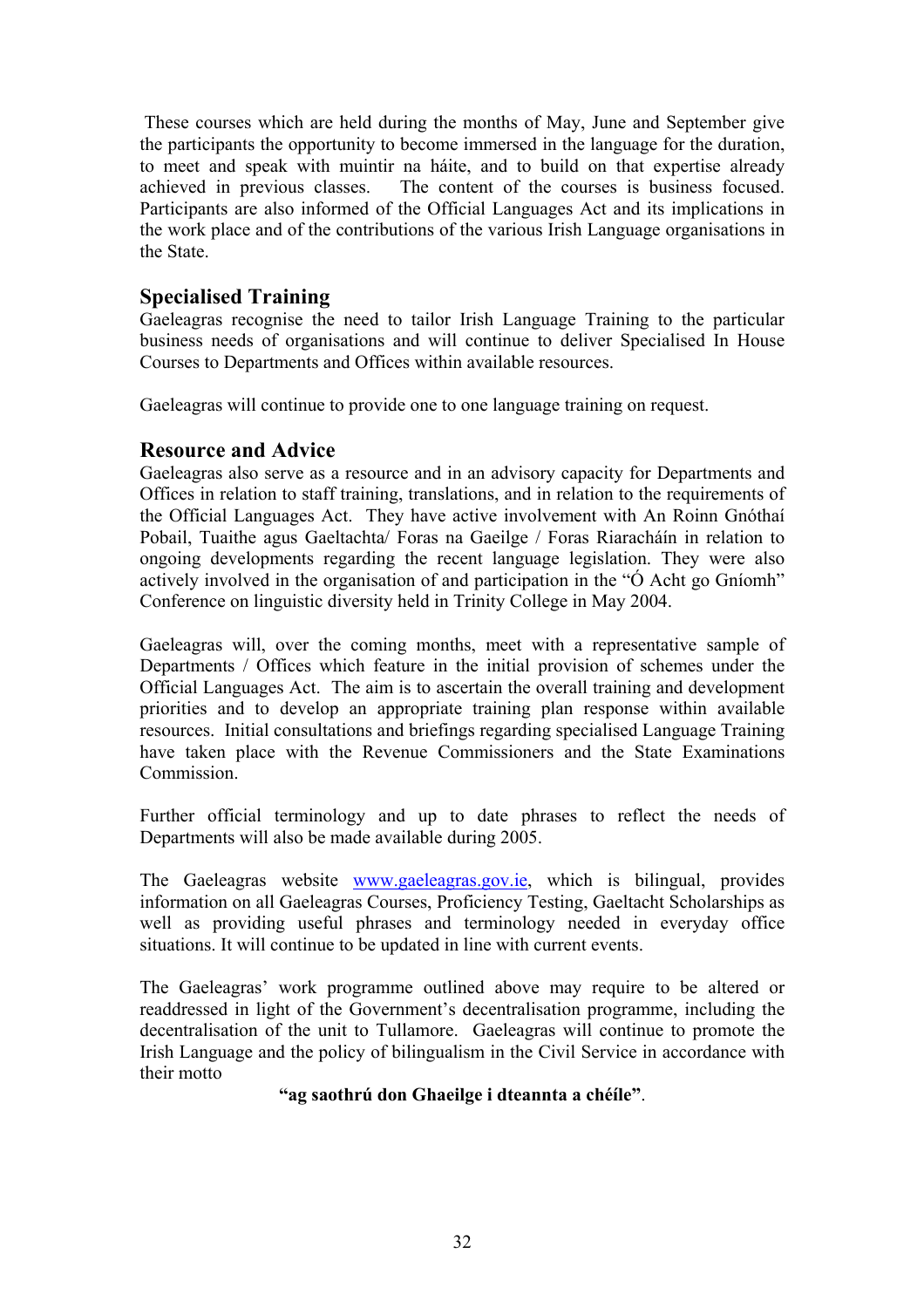These courses which are held during the months of May, June and September give the participants the opportunity to become immersed in the language for the duration, to meet and speak with muintir na háite, and to build on that expertise already achieved in previous classes. The content of the courses is business focused. Participants are also informed of the Official Languages Act and its implications in the work place and of the contributions of the various Irish Language organisations in the State.

## Specialised Training

Gaeleagras recognise the need to tailor Irish Language Training to the particular business needs of organisations and will continue to deliver Specialised In House Courses to Departments and Offices within available resources.

Gaeleagras will continue to provide one to one language training on request.

## Resource and Advice

Gaeleagras also serve as a resource and in an advisory capacity for Departments and Offices in relation to staff training, translations, and in relation to the requirements of the Official Languages Act. They have active involvement with An Roinn Gnóthaí Pobail, Tuaithe agus Gaeltachta/ Foras na Gaeilge / Foras Riaracháin in relation to ongoing developments regarding the recent language legislation. They were also actively involved in the organisation of and participation in the "Ó Acht go Gníomh" Conference on linguistic diversity held in Trinity College in May 2004.

Gaeleagras will, over the coming months, meet with a representative sample of Departments / Offices which feature in the initial provision of schemes under the Official Languages Act. The aim is to ascertain the overall training and development priorities and to develop an appropriate training plan response within available resources. Initial consultations and briefings regarding specialised Language Training have taken place with the Revenue Commissioners and the State Examinations Commission.

Further official terminology and up to date phrases to reflect the needs of Departments will also be made available during 2005.

The Gaeleagras website www.gaeleagras.gov.ie, which is bilingual, provides information on all Gaeleagras Courses, Proficiency Testing, Gaeltacht Scholarships as well as providing useful phrases and terminology needed in everyday office situations. It will continue to be updated in line with current events.

The Gaeleagras' work programme outlined above may require to be altered or readdressed in light of the Government's decentralisation programme, including the decentralisation of the unit to Tullamore. Gaeleagras will continue to promote the Irish Language and the policy of bilingualism in the Civil Service in accordance with their motto

**"ag saothrú don Ghaeilge i dteannta a chéile"**.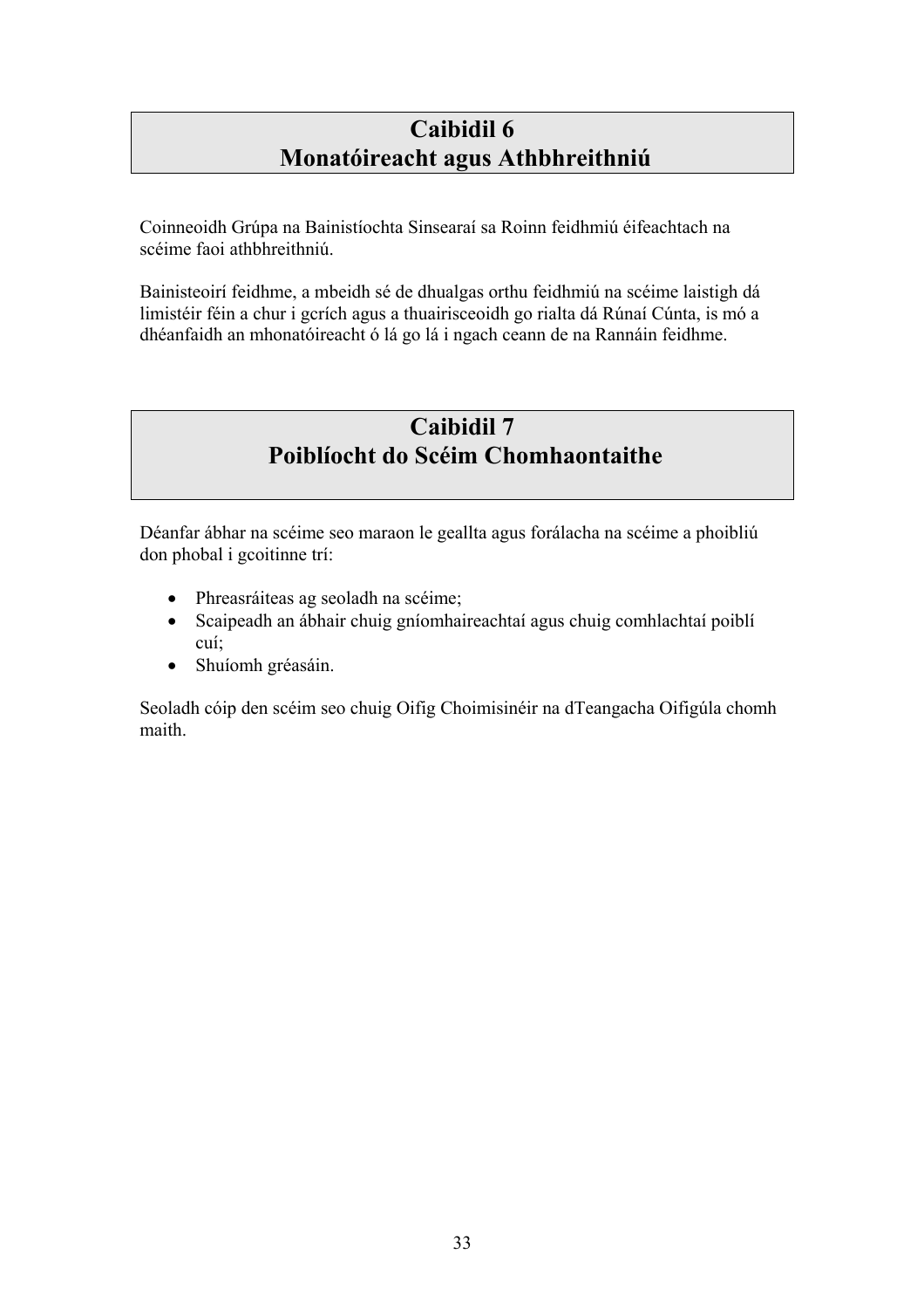# Caibidil 6
# Monatóireacht agus Athbhreithniú

Coinneoidh Grúpa na Bainistíochta Sinsearaí sa Roinn feidhmiú éifeachtach na scéime faoi athbhreithniú.

Bainisteoirí feidhme, a mbeidh sé de dhualgas orthu feidhmiú na scéime laistigh dá limistéir féin a chur i gcrích agus a thuairisceoidh go rialta dá Rúnaí Cúnta, is mó a dhéanfaidh an mhonatóireacht ó lá go lá i ngach ceann de na Rannáin feidhme.

# Caibidil 7
# Poiblíocht do Scéim Chomhaontaithe

Déanfar ábhar na scéime seo maraon le geallta agus forálacha na scéime a phoibliú don phobal i gcoitinne trí:

- Phreasráiteas ag seoladh na scéime;
- Scaipeadh an ábhair chuig gníomhaireachtaí agus chuig comhlachtaí poiblí cuí;
- Shuíomh gréasáin.

Seoladh cóip den scéim seo chuig Oifig Choimisinéir na dTeangacha Oifigúla chomh maith.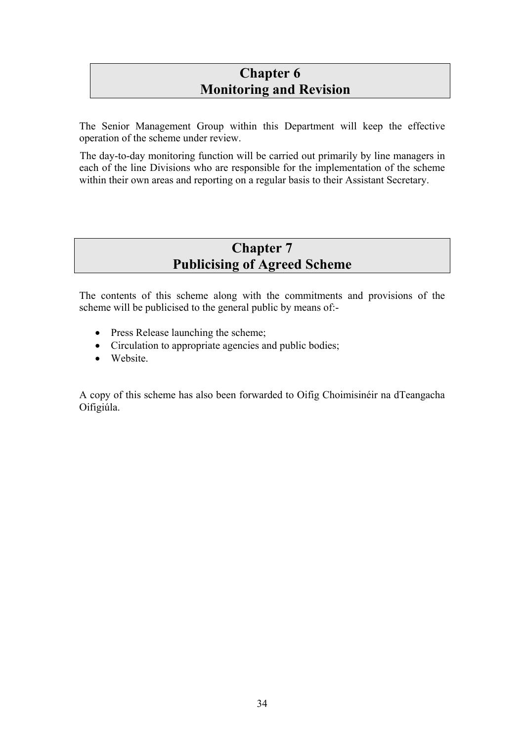# Chapter 6
# Monitoring and Revision

The Senior Management Group within this Department will keep the effective operation of the scheme under review.

The day-to-day monitoring function will be carried out primarily by line managers in each of the line Divisions who are responsible for the implementation of the scheme within their own areas and reporting on a regular basis to their Assistant Secretary.

# Chapter 7
# Publicising of Agreed Scheme

The contents of this scheme along with the commitments and provisions of the scheme will be publicised to the general public by means of:-

- Press Release launching the scheme;
- Circulation to appropriate agencies and public bodies;
- Website.

A copy of this scheme has also been forwarded to Oifig Choimisinéir na dTeangacha Oifigiúla.